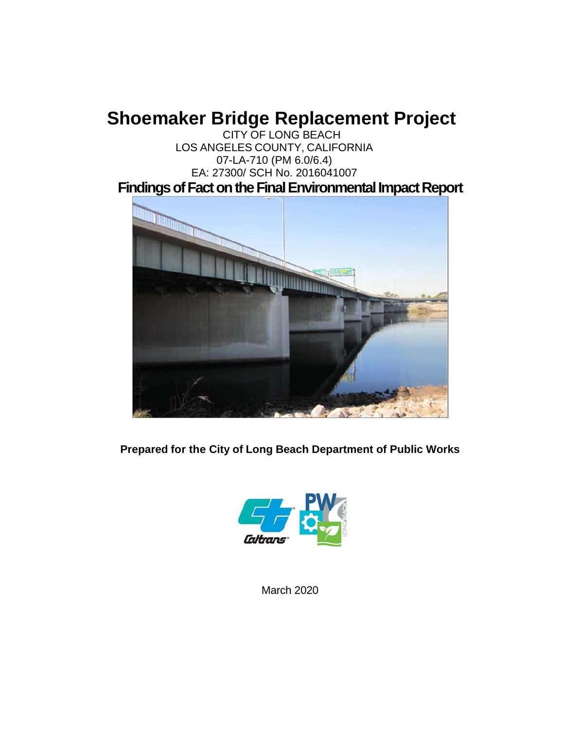# Shoemaker Bridge Replacement Project

CITY OF LONG BEACH

LOS ANGELES COUNTY, CALIFORNIA

07-LA-710 (PM 6.0/6.4)

EA: 27300/ SCH No. 2016041007

## Findings of Fact on the Final Environmental Impact Report

**Prepared for the City of Long Beach Department of Public Works**

March 2020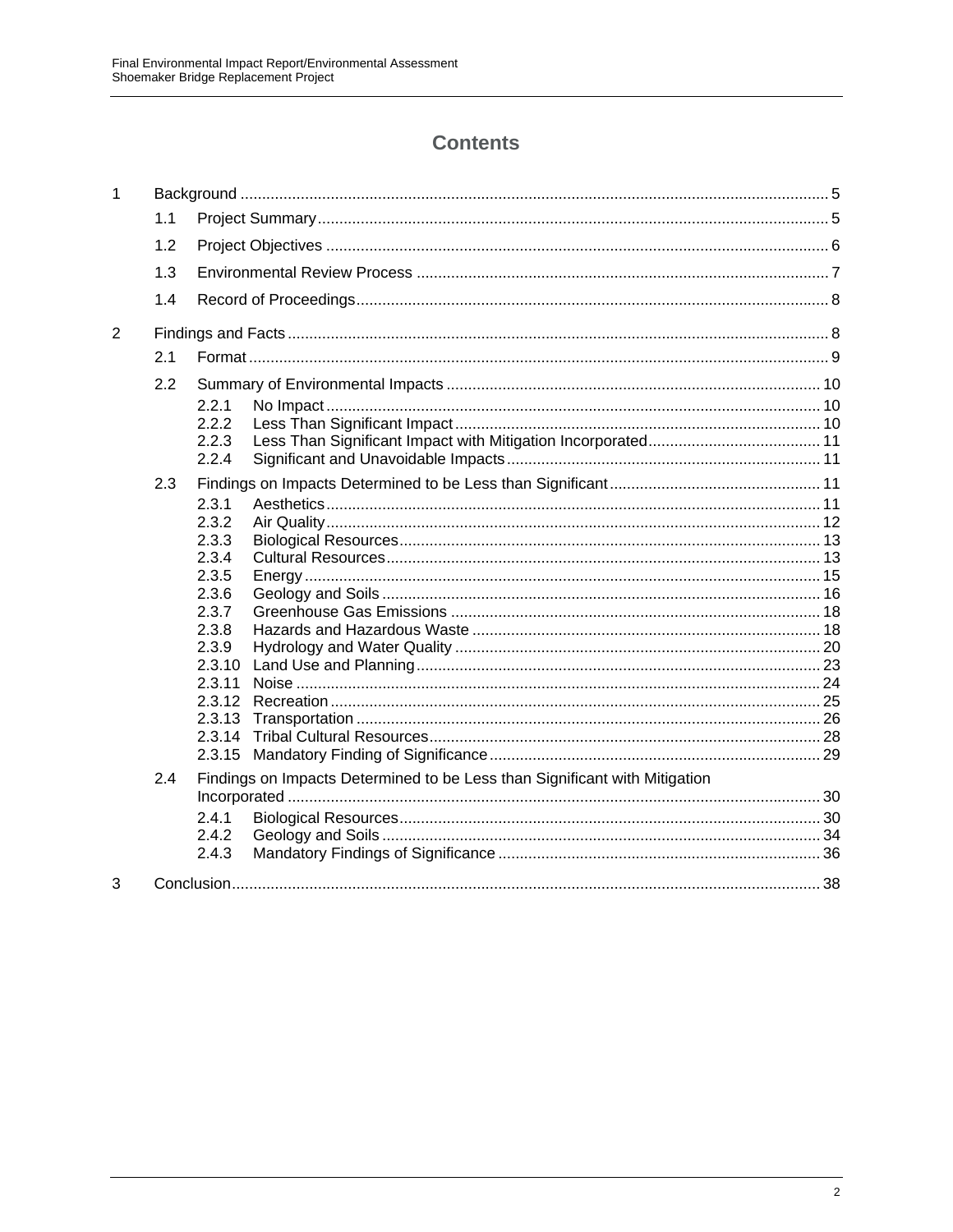# Contents

- 1 Background ... 5
  - 1.1 Project Summary ... 5
  - 1.2 Project Objectives ... 6
  - 1.3 Environmental Review Process ... 7
  - 1.4 Record of Proceedings ... 8
- 2 Findings and Facts ... 8
  - 2.1 Format ... 9
  - 2.2 Summary of Environmental Impacts ... 10
    - 2.2.1 No Impact ... 10
    - 2.2.2 Less Than Significant Impact ... 10
    - 2.2.3 Less Than Significant Impact with Mitigation Incorporated ... 11
    - 2.2.4 Significant and Unavoidable Impacts ... 11
  - 2.3 Findings on Impacts Determined to be Less than Significant ... 11
    - 2.3.1 Aesthetics ... 11
    - 2.3.2 Air Quality ... 12
    - 2.3.3 Biological Resources ... 13
    - 2.3.4 Cultural Resources ... 13
    - 2.3.5 Energy ... 15
    - 2.3.6 Geology and Soils ... 16
    - 2.3.7 Greenhouse Gas Emissions ... 18
    - 2.3.8 Hazards and Hazardous Waste ... 18
    - 2.3.9 Hydrology and Water Quality ... 20
    - 2.3.10 Land Use and Planning ... 23
    - 2.3.11 Noise ... 24
    - 2.3.12 Recreation ... 25
    - 2.3.13 Transportation ... 26
    - 2.3.14 Tribal Cultural Resources ... 28
    - 2.3.15 Mandatory Finding of Significance ... 29
  - 2.4 Findings on Impacts Determined to be Less than Significant with Mitigation Incorporated ... 30
    - 2.4.1 Biological Resources ... 30
    - 2.4.2 Geology and Soils ... 34
    - 2.4.3 Mandatory Findings of Significance ... 36
- 3 Conclusion ... 38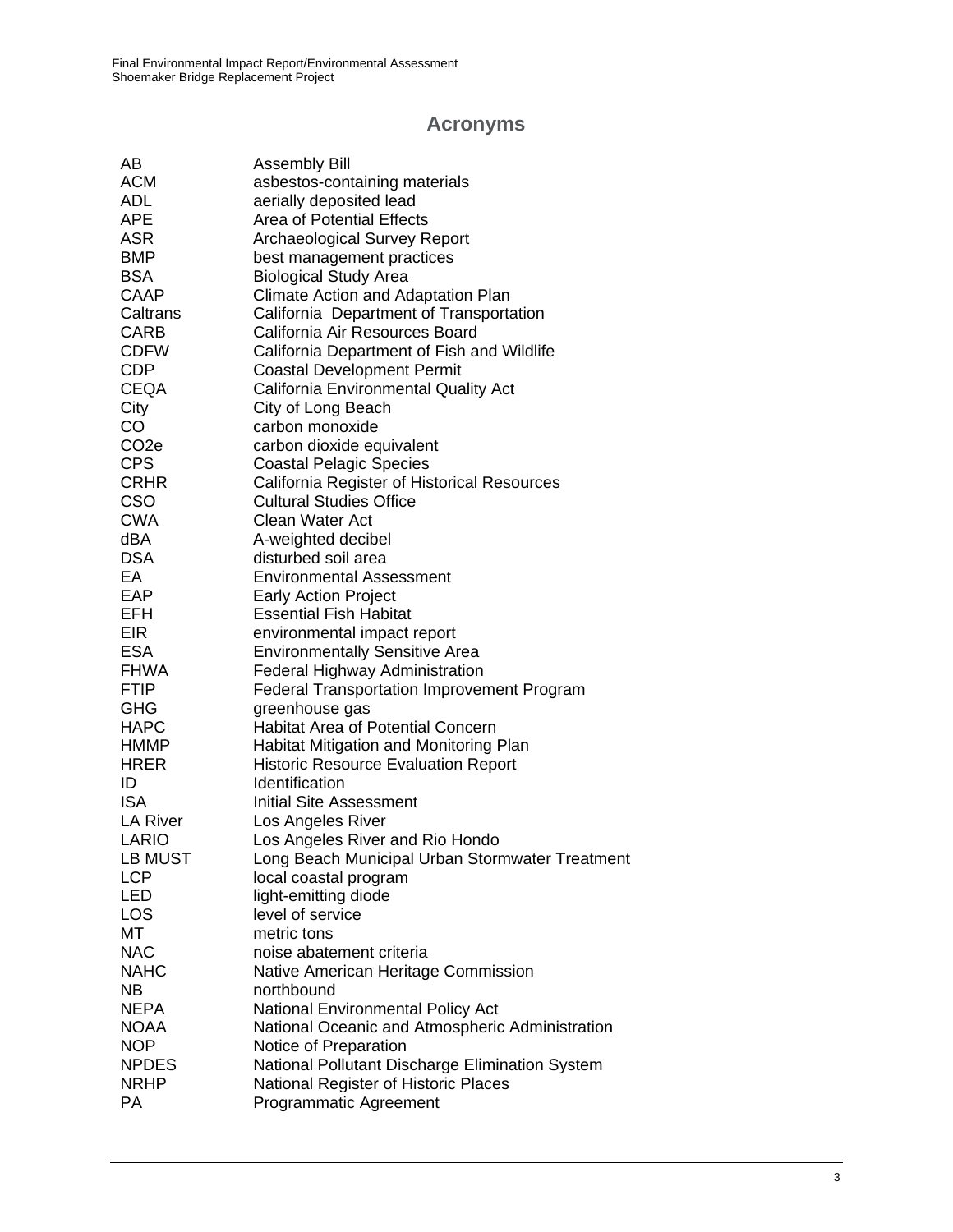# Acronyms

| | |
|---|---|
| AB | Assembly Bill |
| ACM | asbestos-containing materials |
| ADL | aerially deposited lead |
| APE | Area of Potential Effects |
| ASR | Archaeological Survey Report |
| BMP | best management practices |
| BSA | Biological Study Area |
| CAAP | Climate Action and Adaptation Plan |
| Caltrans | California Department of Transportation |
| CARB | California Air Resources Board |
| CDFW | California Department of Fish and Wildlife |
| CDP | Coastal Development Permit |
| CEQA | California Environmental Quality Act |
| City | City of Long Beach |
| CO | carbon monoxide |
| $CO_2e$ | carbon dioxide equivalent |
| CPS | Coastal Pelagic Species |
| CRHR | California Register of Historical Resources |
| CSO | Cultural Studies Office |
| CWA | Clean Water Act |
| dBA | A-weighted decibel |
| DSA | disturbed soil area |
| EA | Environmental Assessment |
| EAP | Early Action Project |
| EFH | Essential Fish Habitat |
| EIR | environmental impact report |
| ESA | Environmentally Sensitive Area |
| FHWA | Federal Highway Administration |
| FTIP | Federal Transportation Improvement Program |
| GHG | greenhouse gas |
| HAPC | Habitat Area of Potential Concern |
| HMMP | Habitat Mitigation and Monitoring Plan |
| HRER | Historic Resource Evaluation Report |
| ID | Identification |
| ISA | Initial Site Assessment |
| LA River | Los Angeles River |
| LARIO | Los Angeles River and Rio Hondo |
| LB MUST | Long Beach Municipal Urban Stormwater Treatment |
| LCP | local coastal program |
| LED | light-emitting diode |
| LOS | level of service |
| MT | metric tons |
| NAC | noise abatement criteria |
| NAHC | Native American Heritage Commission |
| NB | northbound |
| NEPA | National Environmental Policy Act |
| NOAA | National Oceanic and Atmospheric Administration |
| NOP | Notice of Preparation |
| NPDES | National Pollutant Discharge Elimination System |
| NRHP | National Register of Historic Places |
| PA | Programmatic Agreement |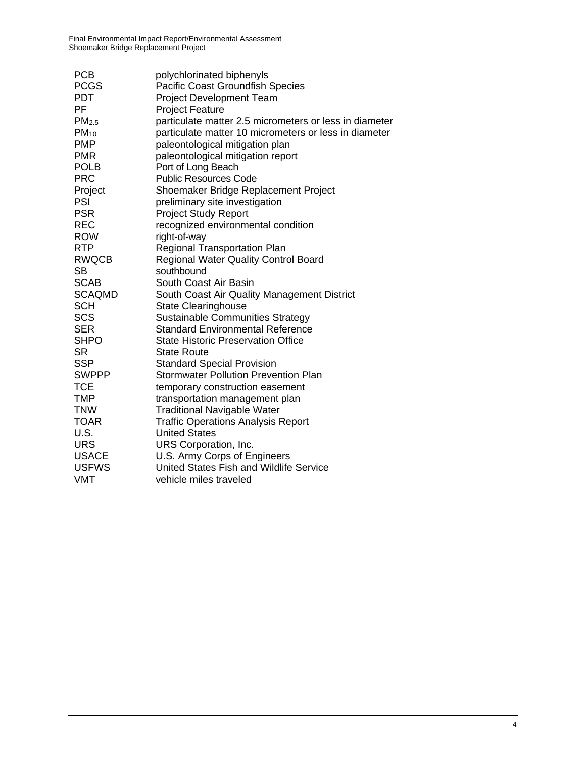| | |
|---|---|
| PCB | polychlorinated biphenyls |
| PCGS | Pacific Coast Groundfish Species |
| PDT | Project Development Team |
| PF | Project Feature |
| $PM_{2.5}$ | particulate matter 2.5 micrometers or less in diameter |
| $PM_{10}$ | particulate matter 10 micrometers or less in diameter |
| PMP | paleontological mitigation plan |
| PMR | paleontological mitigation report |
| POLB | Port of Long Beach |
| PRC | Public Resources Code |
| Project | Shoemaker Bridge Replacement Project |
| PSI | preliminary site investigation |
| PSR | Project Study Report |
| REC | recognized environmental condition |
| ROW | right-of-way |
| RTP | Regional Transportation Plan |
| RWQCB | Regional Water Quality Control Board |
| SB | southbound |
| SCAB | South Coast Air Basin |
| SCAQMD | South Coast Air Quality Management District |
| SCH | State Clearinghouse |
| SCS | Sustainable Communities Strategy |
| SER | Standard Environmental Reference |
| SHPO | State Historic Preservation Office |
| SR | State Route |
| SSP | Standard Special Provision |
| SWPPP | Stormwater Pollution Prevention Plan |
| TCE | temporary construction easement |
| TMP | transportation management plan |
| TNW | Traditional Navigable Water |
| TOAR | Traffic Operations Analysis Report |
| U.S. | United States |
| URS | URS Corporation, Inc. |
| USACE | U.S. Army Corps of Engineers |
| USFWS | United States Fish and Wildlife Service |
| VMT | vehicle miles traveled |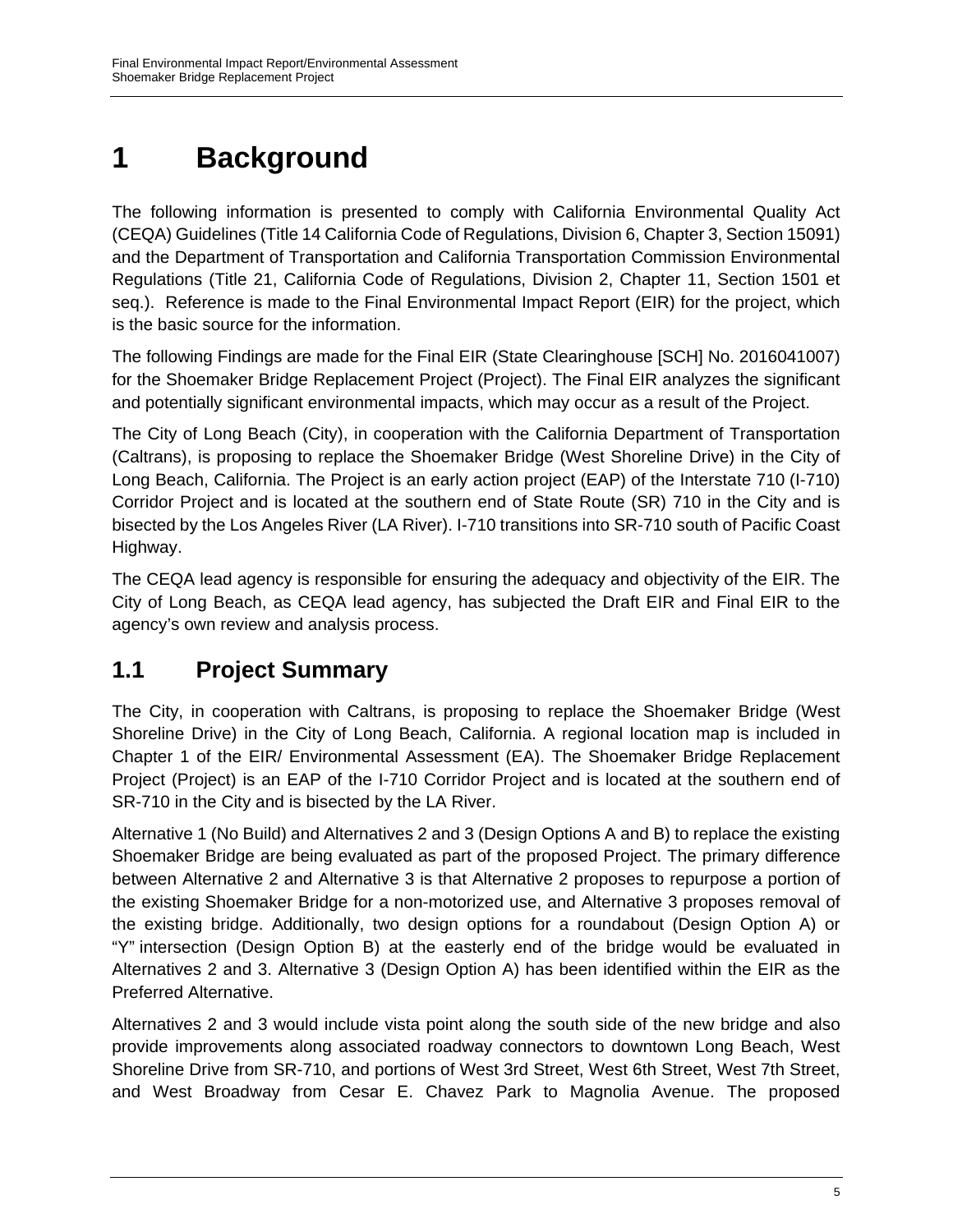# 1 Background

The following information is presented to comply with California Environmental Quality Act (CEQA) Guidelines (Title 14 California Code of Regulations, Division 6, Chapter 3, Section 15091) and the Department of Transportation and California Transportation Commission Environmental Regulations (Title 21, California Code of Regulations, Division 2, Chapter 11, Section 1501 et seq.). Reference is made to the Final Environmental Impact Report (EIR) for the project, which is the basic source for the information.

The following Findings are made for the Final EIR (State Clearinghouse [SCH] No. 2016041007) for the Shoemaker Bridge Replacement Project (Project). The Final EIR analyzes the significant and potentially significant environmental impacts, which may occur as a result of the Project.

The City of Long Beach (City), in cooperation with the California Department of Transportation (Caltrans), is proposing to replace the Shoemaker Bridge (West Shoreline Drive) in the City of Long Beach, California. The Project is an early action project (EAP) of the Interstate 710 (I-710) Corridor Project and is located at the southern end of State Route (SR) 710 in the City and is bisected by the Los Angeles River (LA River). I-710 transitions into SR-710 south of Pacific Coast Highway.

The CEQA lead agency is responsible for ensuring the adequacy and objectivity of the EIR. The City of Long Beach, as CEQA lead agency, has subjected the Draft EIR and Final EIR to the agency's own review and analysis process.

## 1.1 Project Summary

The City, in cooperation with Caltrans, is proposing to replace the Shoemaker Bridge (West Shoreline Drive) in the City of Long Beach, California. A regional location map is included in Chapter 1 of the EIR/ Environmental Assessment (EA). The Shoemaker Bridge Replacement Project (Project) is an EAP of the I-710 Corridor Project and is located at the southern end of SR-710 in the City and is bisected by the LA River.

Alternative 1 (No Build) and Alternatives 2 and 3 (Design Options A and B) to replace the existing Shoemaker Bridge are being evaluated as part of the proposed Project. The primary difference between Alternative 2 and Alternative 3 is that Alternative 2 proposes to repurpose a portion of the existing Shoemaker Bridge for a non-motorized use, and Alternative 3 proposes removal of the existing bridge. Additionally, two design options for a roundabout (Design Option A) or "Y" intersection (Design Option B) at the easterly end of the bridge would be evaluated in Alternatives 2 and 3. Alternative 3 (Design Option A) has been identified within the EIR as the Preferred Alternative.

Alternatives 2 and 3 would include vista point along the south side of the new bridge and also provide improvements along associated roadway connectors to downtown Long Beach, West Shoreline Drive from SR-710, and portions of West 3rd Street, West 6th Street, West 7th Street, and West Broadway from Cesar E. Chavez Park to Magnolia Avenue. The proposed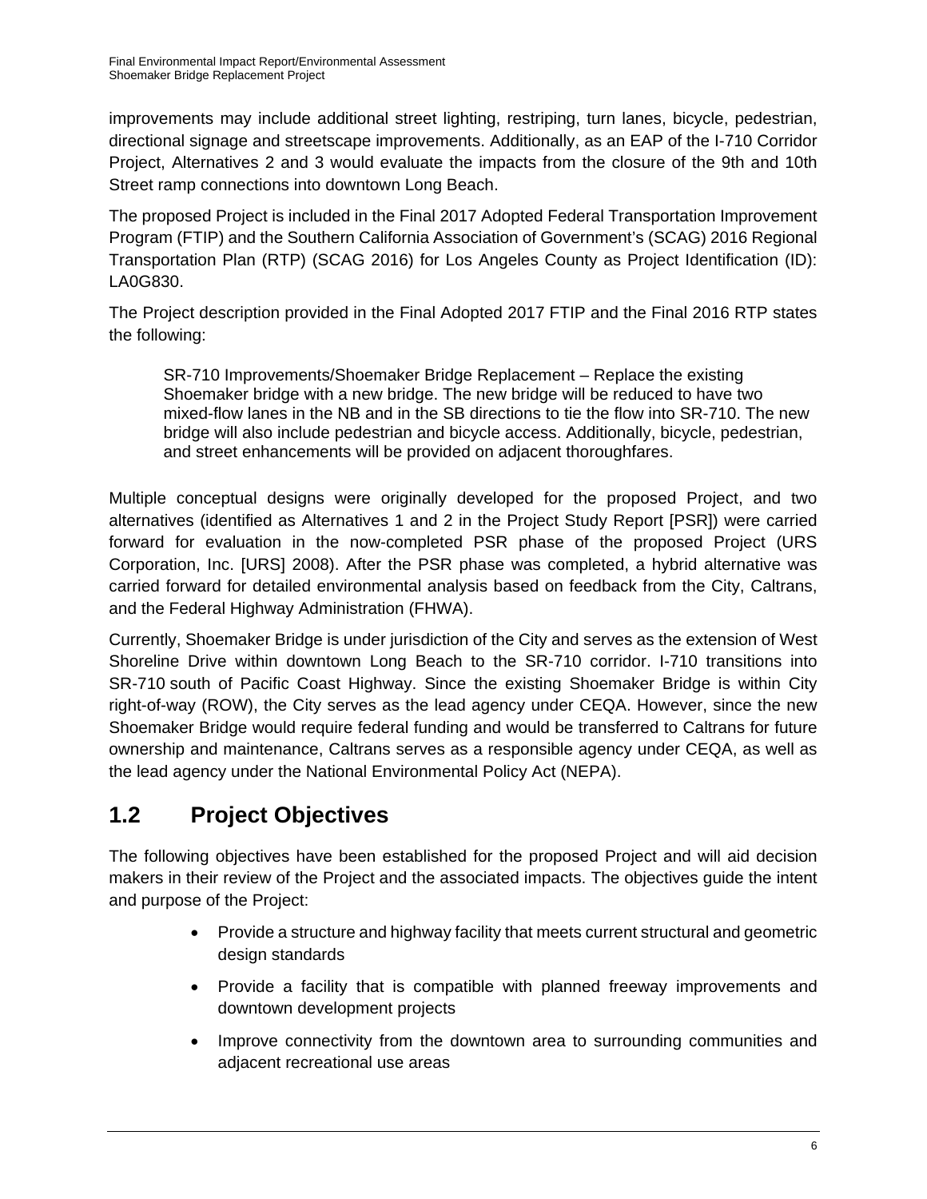improvements may include additional street lighting, restriping, turn lanes, bicycle, pedestrian, directional signage and streetscape improvements. Additionally, as an EAP of the I-710 Corridor Project, Alternatives 2 and 3 would evaluate the impacts from the closure of the 9th and 10th Street ramp connections into downtown Long Beach.

The proposed Project is included in the Final 2017 Adopted Federal Transportation Improvement Program (FTIP) and the Southern California Association of Government's (SCAG) 2016 Regional Transportation Plan (RTP) (SCAG 2016) for Los Angeles County as Project Identification (ID): LA0G830.

The Project description provided in the Final Adopted 2017 FTIP and the Final 2016 RTP states the following:

> SR-710 Improvements/Shoemaker Bridge Replacement – Replace the existing Shoemaker bridge with a new bridge. The new bridge will be reduced to have two mixed-flow lanes in the NB and in the SB directions to tie the flow into SR-710. The new bridge will also include pedestrian and bicycle access. Additionally, bicycle, pedestrian, and street enhancements will be provided on adjacent thoroughfares.

Multiple conceptual designs were originally developed for the proposed Project, and two alternatives (identified as Alternatives 1 and 2 in the Project Study Report [PSR]) were carried forward for evaluation in the now-completed PSR phase of the proposed Project (URS Corporation, Inc. [URS] 2008). After the PSR phase was completed, a hybrid alternative was carried forward for detailed environmental analysis based on feedback from the City, Caltrans, and the Federal Highway Administration (FHWA).

Currently, Shoemaker Bridge is under jurisdiction of the City and serves as the extension of West Shoreline Drive within downtown Long Beach to the SR-710 corridor. I-710 transitions into SR-710 south of Pacific Coast Highway. Since the existing Shoemaker Bridge is within City right-of-way (ROW), the City serves as the lead agency under CEQA. However, since the new Shoemaker Bridge would require federal funding and would be transferred to Caltrans for future ownership and maintenance, Caltrans serves as a responsible agency under CEQA, as well as the lead agency under the National Environmental Policy Act (NEPA).

## 1.2 Project Objectives

The following objectives have been established for the proposed Project and will aid decision makers in their review of the Project and the associated impacts. The objectives guide the intent and purpose of the Project:

- Provide a structure and highway facility that meets current structural and geometric design standards
- Provide a facility that is compatible with planned freeway improvements and downtown development projects
- Improve connectivity from the downtown area to surrounding communities and adjacent recreational use areas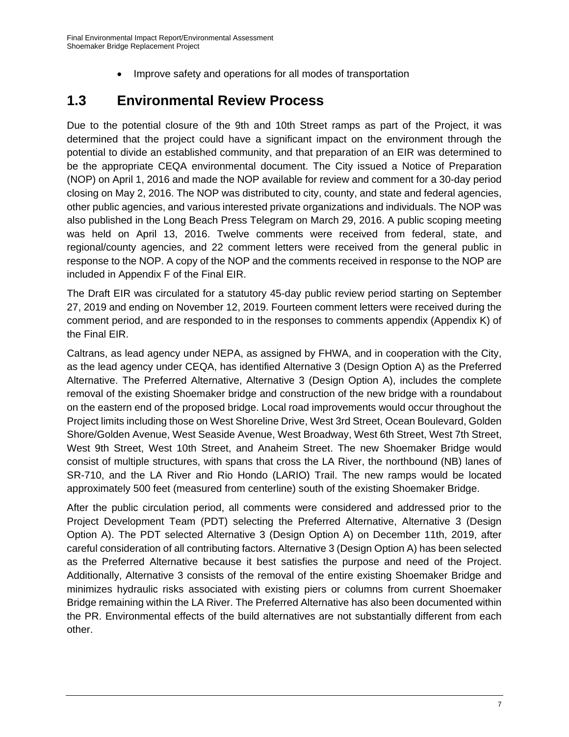- Improve safety and operations for all modes of transportation

## 1.3 Environmental Review Process

Due to the potential closure of the 9th and 10th Street ramps as part of the Project, it was determined that the project could have a significant impact on the environment through the potential to divide an established community, and that preparation of an EIR was determined to be the appropriate CEQA environmental document. The City issued a Notice of Preparation (NOP) on April 1, 2016 and made the NOP available for review and comment for a 30-day period closing on May 2, 2016. The NOP was distributed to city, county, and state and federal agencies, other public agencies, and various interested private organizations and individuals. The NOP was also published in the Long Beach Press Telegram on March 29, 2016. A public scoping meeting was held on April 13, 2016. Twelve comments were received from federal, state, and regional/county agencies, and 22 comment letters were received from the general public in response to the NOP. A copy of the NOP and the comments received in response to the NOP are included in Appendix F of the Final EIR.

The Draft EIR was circulated for a statutory 45-day public review period starting on September 27, 2019 and ending on November 12, 2019. Fourteen comment letters were received during the comment period, and are responded to in the responses to comments appendix (Appendix K) of the Final EIR.

Caltrans, as lead agency under NEPA, as assigned by FHWA, and in cooperation with the City, as the lead agency under CEQA, has identified Alternative 3 (Design Option A) as the Preferred Alternative. The Preferred Alternative, Alternative 3 (Design Option A), includes the complete removal of the existing Shoemaker bridge and construction of the new bridge with a roundabout on the eastern end of the proposed bridge. Local road improvements would occur throughout the Project limits including those on West Shoreline Drive, West 3rd Street, Ocean Boulevard, Golden Shore/Golden Avenue, West Seaside Avenue, West Broadway, West 6th Street, West 7th Street, West 9th Street, West 10th Street, and Anaheim Street. The new Shoemaker Bridge would consist of multiple structures, with spans that cross the LA River, the northbound (NB) lanes of SR-710, and the LA River and Rio Hondo (LARIO) Trail. The new ramps would be located approximately 500 feet (measured from centerline) south of the existing Shoemaker Bridge.

After the public circulation period, all comments were considered and addressed prior to the Project Development Team (PDT) selecting the Preferred Alternative, Alternative 3 (Design Option A). The PDT selected Alternative 3 (Design Option A) on December 11th, 2019, after careful consideration of all contributing factors. Alternative 3 (Design Option A) has been selected as the Preferred Alternative because it best satisfies the purpose and need of the Project. Additionally, Alternative 3 consists of the removal of the entire existing Shoemaker Bridge and minimizes hydraulic risks associated with existing piers or columns from current Shoemaker Bridge remaining within the LA River. The Preferred Alternative has also been documented within the PR. Environmental effects of the build alternatives are not substantially different from each other.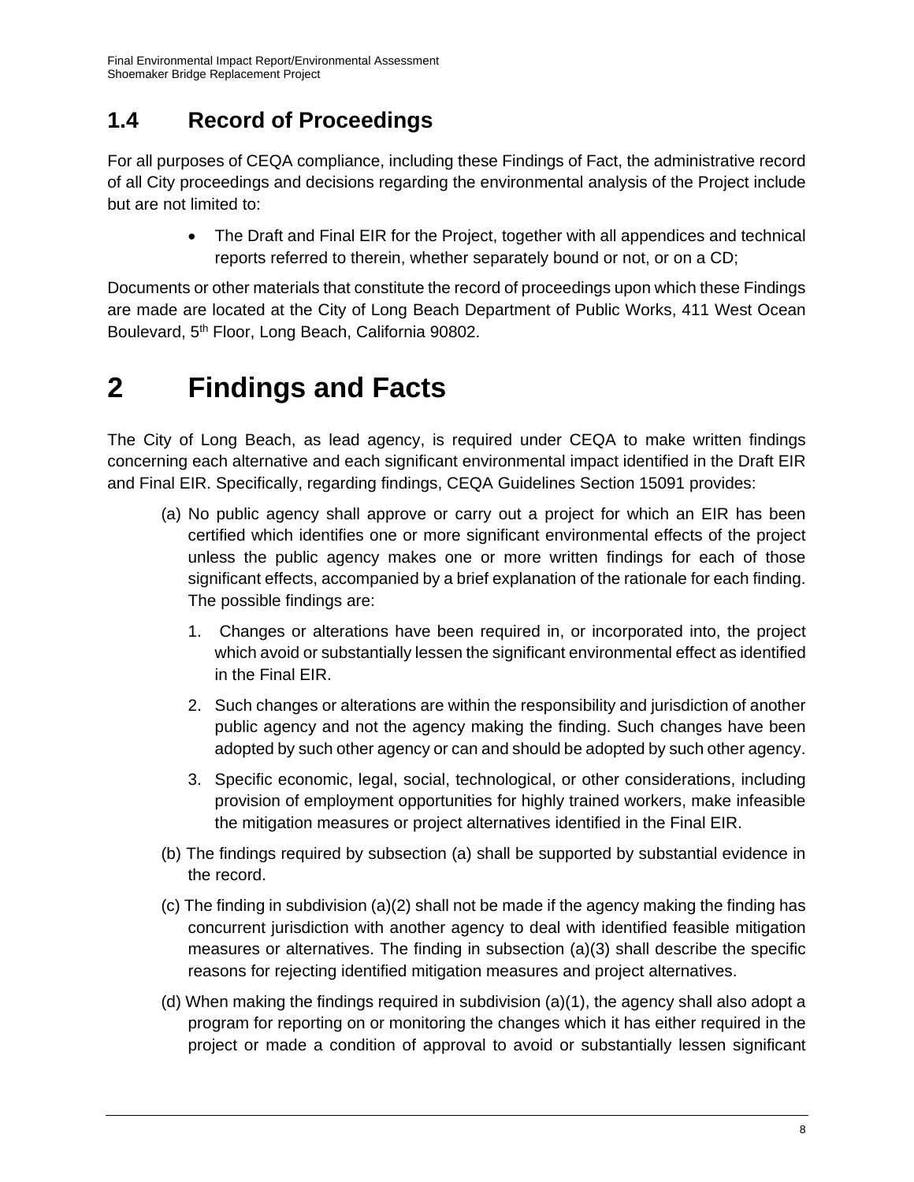## 1.4 Record of Proceedings

For all purposes of CEQA compliance, including these Findings of Fact, the administrative record of all City proceedings and decisions regarding the environmental analysis of the Project include but are not limited to:

- The Draft and Final EIR for the Project, together with all appendices and technical reports referred to therein, whether separately bound or not, or on a CD;

Documents or other materials that constitute the record of proceedings upon which these Findings are made are located at the City of Long Beach Department of Public Works, 411 West Ocean Boulevard, 5th Floor, Long Beach, California 90802.

# 2 Findings and Facts

The City of Long Beach, as lead agency, is required under CEQA to make written findings concerning each alternative and each significant environmental impact identified in the Draft EIR and Final EIR. Specifically, regarding findings, CEQA Guidelines Section 15091 provides:

(a) No public agency shall approve or carry out a project for which an EIR has been certified which identifies one or more significant environmental effects of the project unless the public agency makes one or more written findings for each of those significant effects, accompanied by a brief explanation of the rationale for each finding. The possible findings are:

1. Changes or alterations have been required in, or incorporated into, the project which avoid or substantially lessen the significant environmental effect as identified in the Final EIR.
2. Such changes or alterations are within the responsibility and jurisdiction of another public agency and not the agency making the finding. Such changes have been adopted by such other agency or can and should be adopted by such other agency.
3. Specific economic, legal, social, technological, or other considerations, including provision of employment opportunities for highly trained workers, make infeasible the mitigation measures or project alternatives identified in the Final EIR.

(b) The findings required by subsection (a) shall be supported by substantial evidence in the record.

(c) The finding in subdivision (a)(2) shall not be made if the agency making the finding has concurrent jurisdiction with another agency to deal with identified feasible mitigation measures or alternatives. The finding in subsection (a)(3) shall describe the specific reasons for rejecting identified mitigation measures and project alternatives.

(d) When making the findings required in subdivision (a)(1), the agency shall also adopt a program for reporting on or monitoring the changes which it has either required in the project or made a condition of approval to avoid or substantially lessen significant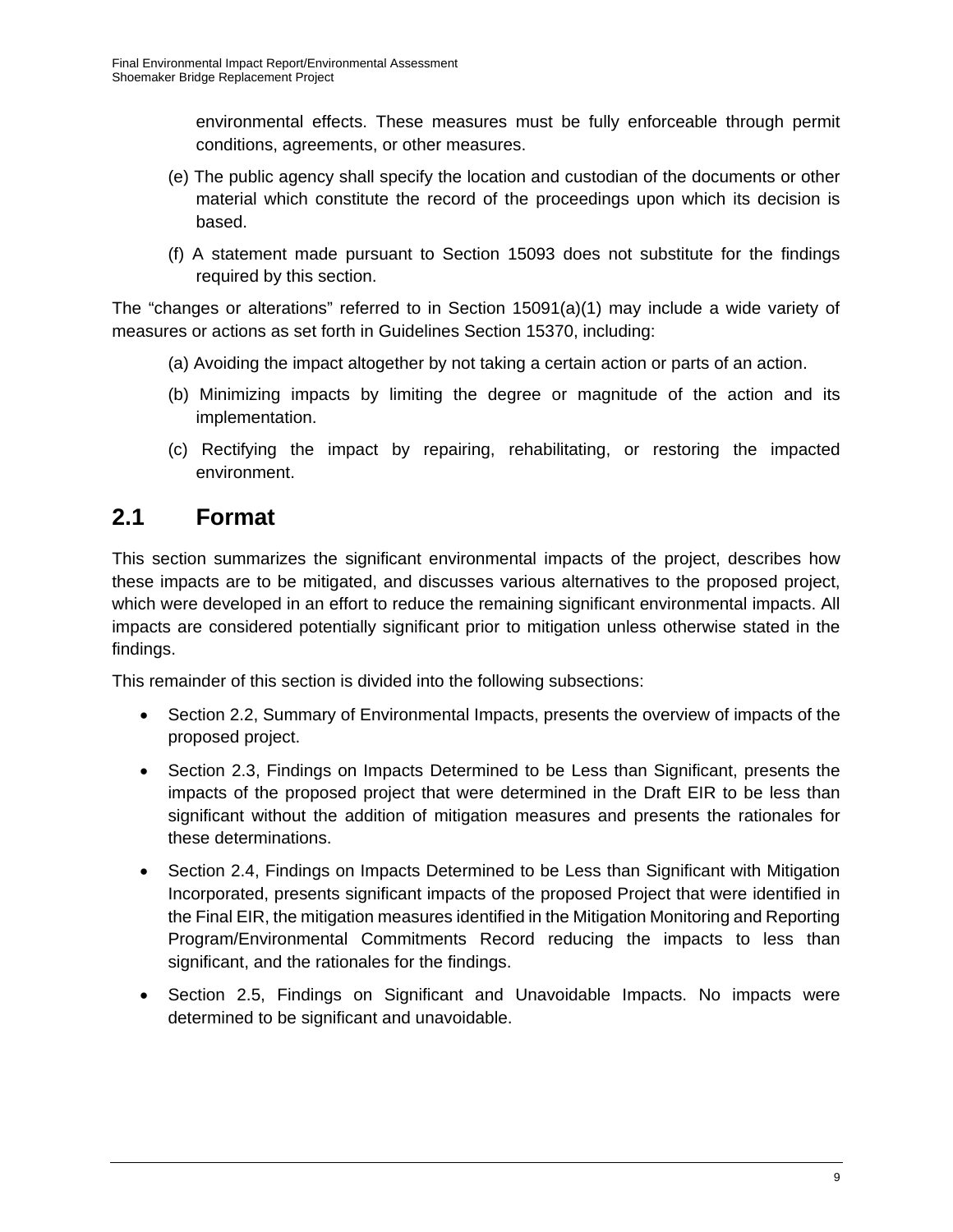environmental effects. These measures must be fully enforceable through permit conditions, agreements, or other measures.

(e) The public agency shall specify the location and custodian of the documents or other material which constitute the record of the proceedings upon which its decision is based.

(f) A statement made pursuant to Section 15093 does not substitute for the findings required by this section.

The "changes or alterations" referred to in Section 15091(a)(1) may include a wide variety of measures or actions as set forth in Guidelines Section 15370, including:

(a) Avoiding the impact altogether by not taking a certain action or parts of an action.

(b) Minimizing impacts by limiting the degree or magnitude of the action and its implementation.

(c) Rectifying the impact by repairing, rehabilitating, or restoring the impacted environment.

## 2.1 Format

This section summarizes the significant environmental impacts of the project, describes how these impacts are to be mitigated, and discusses various alternatives to the proposed project, which were developed in an effort to reduce the remaining significant environmental impacts. All impacts are considered potentially significant prior to mitigation unless otherwise stated in the findings.

This remainder of this section is divided into the following subsections:

- Section 2.2, Summary of Environmental Impacts, presents the overview of impacts of the proposed project.
- Section 2.3, Findings on Impacts Determined to be Less than Significant, presents the impacts of the proposed project that were determined in the Draft EIR to be less than significant without the addition of mitigation measures and presents the rationales for these determinations.
- Section 2.4, Findings on Impacts Determined to be Less than Significant with Mitigation Incorporated, presents significant impacts of the proposed Project that were identified in the Final EIR, the mitigation measures identified in the Mitigation Monitoring and Reporting Program/Environmental Commitments Record reducing the impacts to less than significant, and the rationales for the findings.
- Section 2.5, Findings on Significant and Unavoidable Impacts. No impacts were determined to be significant and unavoidable.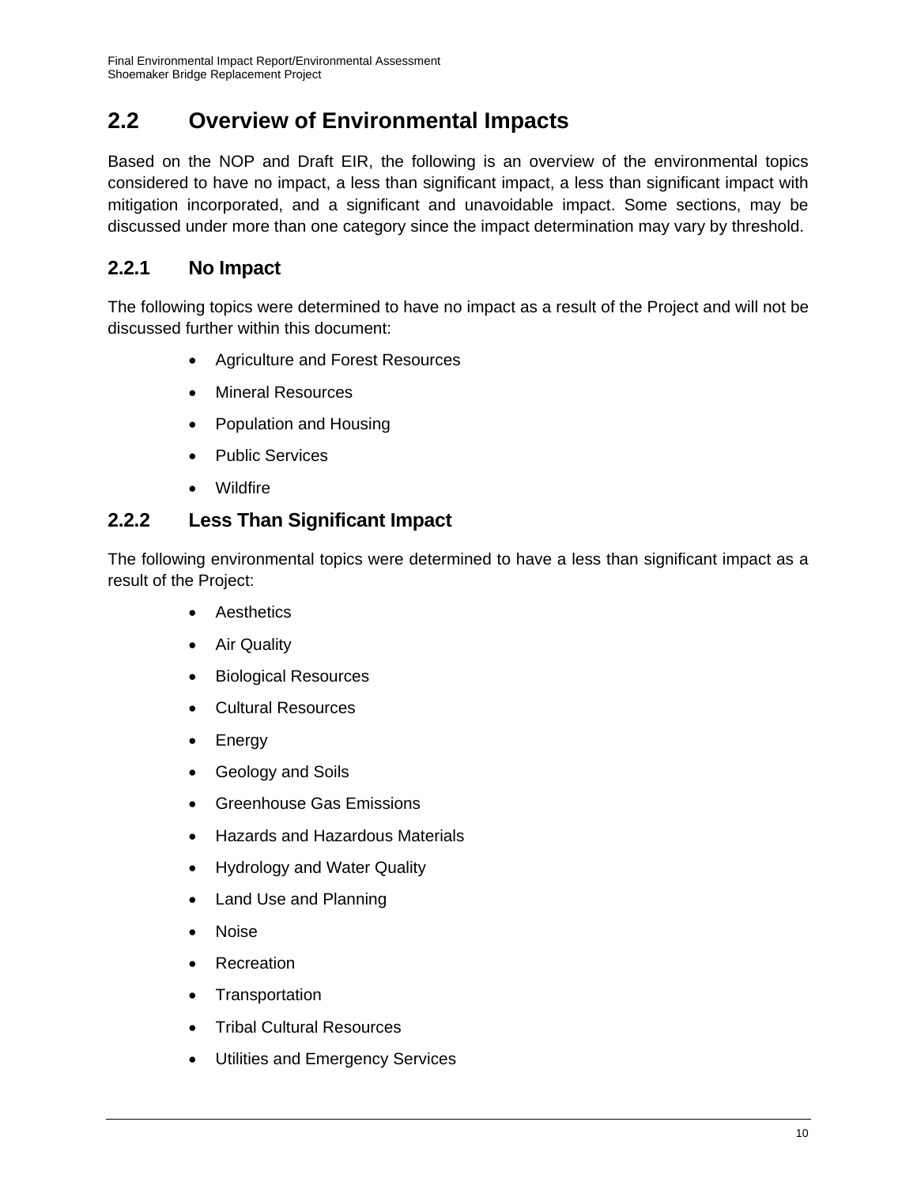## 2.2 Overview of Environmental Impacts

Based on the NOP and Draft EIR, the following is an overview of the environmental topics considered to have no impact, a less than significant impact, a less than significant impact with mitigation incorporated, and a significant and unavoidable impact. Some sections, may be discussed under more than one category since the impact determination may vary by threshold.

### 2.2.1 No Impact

The following topics were determined to have no impact as a result of the Project and will not be discussed further within this document:

- Agriculture and Forest Resources
- Mineral Resources
- Population and Housing
- Public Services
- Wildfire

### 2.2.2 Less Than Significant Impact

The following environmental topics were determined to have a less than significant impact as a result of the Project:

- Aesthetics
- Air Quality
- Biological Resources
- Cultural Resources
- Energy
- Geology and Soils
- Greenhouse Gas Emissions
- Hazards and Hazardous Materials
- Hydrology and Water Quality
- Land Use and Planning
- Noise
- Recreation
- Transportation
- Tribal Cultural Resources
- Utilities and Emergency Services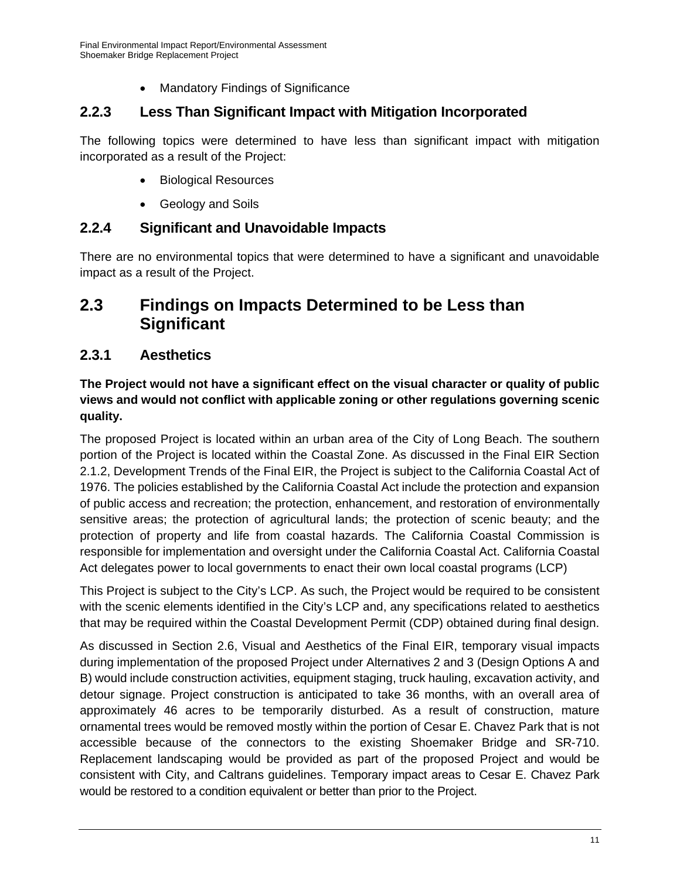- Mandatory Findings of Significance

### 2.2.3 Less Than Significant Impact with Mitigation Incorporated

The following topics were determined to have less than significant impact with mitigation incorporated as a result of the Project:

- Biological Resources
- Geology and Soils

### 2.2.4 Significant and Unavoidable Impacts

There are no environmental topics that were determined to have a significant and unavoidable impact as a result of the Project.

## 2.3 Findings on Impacts Determined to be Less than Significant

### 2.3.1 Aesthetics

**The Project would not have a significant effect on the visual character or quality of public views and would not conflict with applicable zoning or other regulations governing scenic quality.**

The proposed Project is located within an urban area of the City of Long Beach. The southern portion of the Project is located within the Coastal Zone. As discussed in the Final EIR Section 2.1.2, Development Trends of the Final EIR, the Project is subject to the California Coastal Act of 1976. The policies established by the California Coastal Act include the protection and expansion of public access and recreation; the protection, enhancement, and restoration of environmentally sensitive areas; the protection of agricultural lands; the protection of scenic beauty; and the protection of property and life from coastal hazards. The California Coastal Commission is responsible for implementation and oversight under the California Coastal Act. California Coastal Act delegates power to local governments to enact their own local coastal programs (LCP)

This Project is subject to the City's LCP. As such, the Project would be required to be consistent with the scenic elements identified in the City's LCP and, any specifications related to aesthetics that may be required within the Coastal Development Permit (CDP) obtained during final design.

As discussed in Section 2.6, Visual and Aesthetics of the Final EIR, temporary visual impacts during implementation of the proposed Project under Alternatives 2 and 3 (Design Options A and B) would include construction activities, equipment staging, truck hauling, excavation activity, and detour signage. Project construction is anticipated to take 36 months, with an overall area of approximately 46 acres to be temporarily disturbed. As a result of construction, mature ornamental trees would be removed mostly within the portion of Cesar E. Chavez Park that is not accessible because of the connectors to the existing Shoemaker Bridge and SR-710. Replacement landscaping would be provided as part of the proposed Project and would be consistent with City, and Caltrans guidelines. Temporary impact areas to Cesar E. Chavez Park would be restored to a condition equivalent or better than prior to the Project.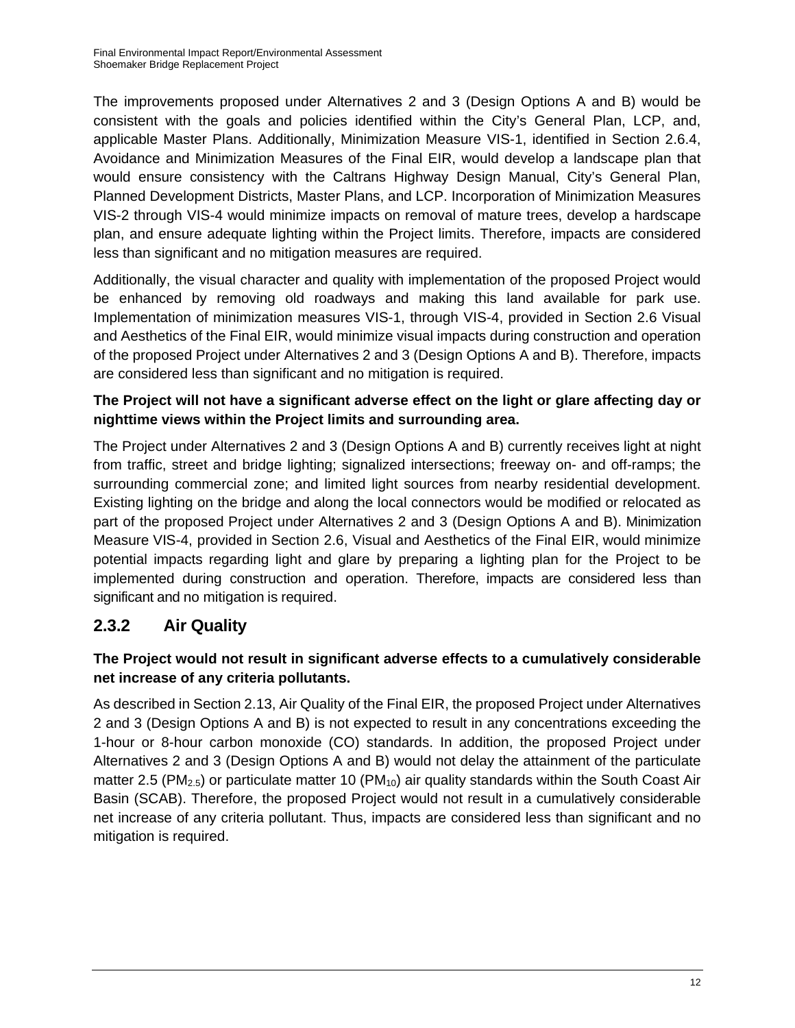The improvements proposed under Alternatives 2 and 3 (Design Options A and B) would be consistent with the goals and policies identified within the City's General Plan, LCP, and, applicable Master Plans. Additionally, Minimization Measure VIS-1, identified in Section 2.6.4, Avoidance and Minimization Measures of the Final EIR, would develop a landscape plan that would ensure consistency with the Caltrans Highway Design Manual, City's General Plan, Planned Development Districts, Master Plans, and LCP. Incorporation of Minimization Measures VIS-2 through VIS-4 would minimize impacts on removal of mature trees, develop a hardscape plan, and ensure adequate lighting within the Project limits. Therefore, impacts are considered less than significant and no mitigation measures are required.

Additionally, the visual character and quality with implementation of the proposed Project would be enhanced by removing old roadways and making this land available for park use. Implementation of minimization measures VIS-1, through VIS-4, provided in Section 2.6 Visual and Aesthetics of the Final EIR, would minimize visual impacts during construction and operation of the proposed Project under Alternatives 2 and 3 (Design Options A and B). Therefore, impacts are considered less than significant and no mitigation is required.

**The Project will not have a significant adverse effect on the light or glare affecting day or nighttime views within the Project limits and surrounding area.**

The Project under Alternatives 2 and 3 (Design Options A and B) currently receives light at night from traffic, street and bridge lighting; signalized intersections; freeway on- and off-ramps; the surrounding commercial zone; and limited light sources from nearby residential development. Existing lighting on the bridge and along the local connectors would be modified or relocated as part of the proposed Project under Alternatives 2 and 3 (Design Options A and B). Minimization Measure VIS-4, provided in Section 2.6, Visual and Aesthetics of the Final EIR, would minimize potential impacts regarding light and glare by preparing a lighting plan for the Project to be implemented during construction and operation. Therefore, impacts are considered less than significant and no mitigation is required.

## 2.3.2 Air Quality

**The Project would not result in significant adverse effects to a cumulatively considerable net increase of any criteria pollutants.**

As described in Section 2.13, Air Quality of the Final EIR, the proposed Project under Alternatives 2 and 3 (Design Options A and B) is not expected to result in any concentrations exceeding the 1-hour or 8-hour carbon monoxide (CO) standards. In addition, the proposed Project under Alternatives 2 and 3 (Design Options A and B) would not delay the attainment of the particulate matter 2.5 ($PM_{2.5}$) or particulate matter 10 ($PM_{10}$) air quality standards within the South Coast Air Basin (SCAB). Therefore, the proposed Project would not result in a cumulatively considerable net increase of any criteria pollutant. Thus, impacts are considered less than significant and no mitigation is required.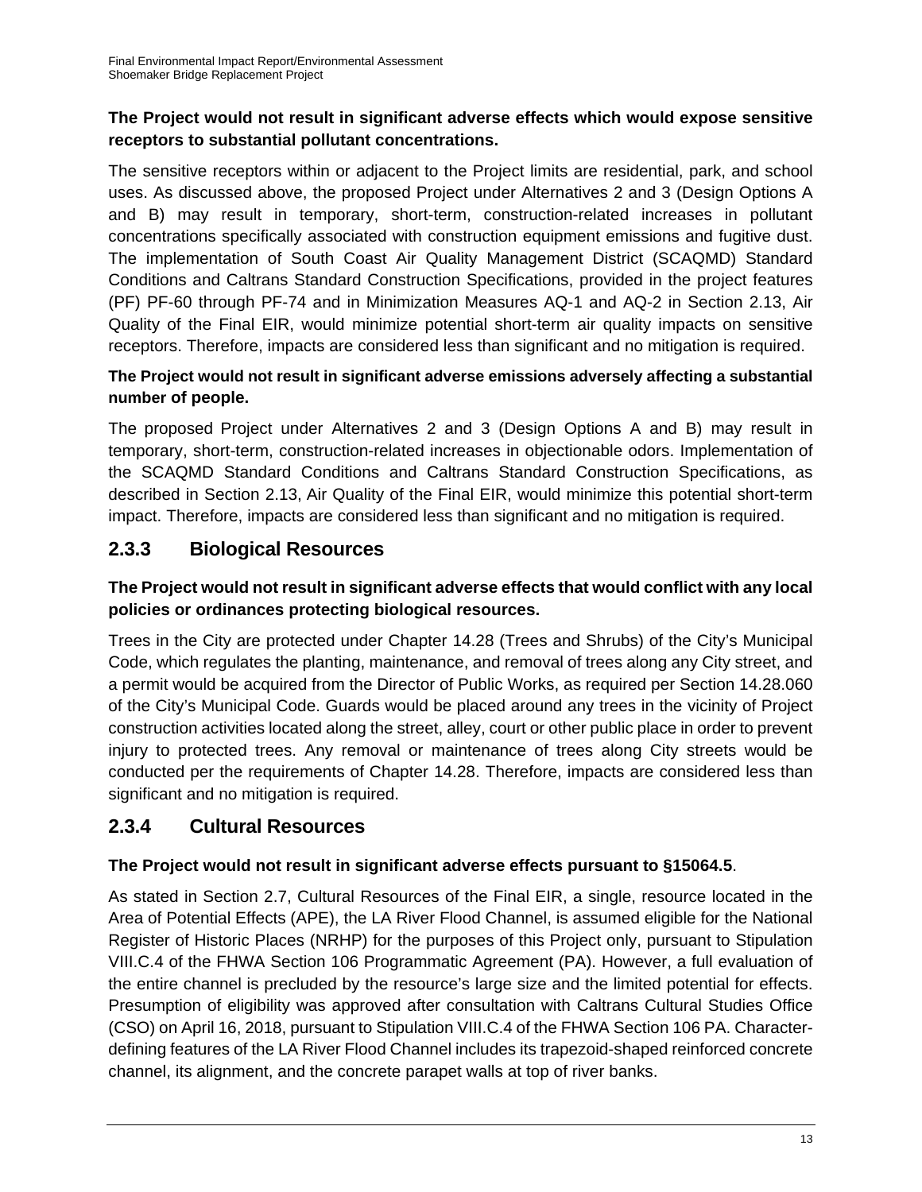**The Project would not result in significant adverse effects which would expose sensitive receptors to substantial pollutant concentrations.**

The sensitive receptors within or adjacent to the Project limits are residential, park, and school uses. As discussed above, the proposed Project under Alternatives 2 and 3 (Design Options A and B) may result in temporary, short-term, construction-related increases in pollutant concentrations specifically associated with construction equipment emissions and fugitive dust. The implementation of South Coast Air Quality Management District (SCAQMD) Standard Conditions and Caltrans Standard Construction Specifications, provided in the project features (PF) PF-60 through PF-74 and in Minimization Measures AQ-1 and AQ-2 in Section 2.13, Air Quality of the Final EIR, would minimize potential short-term air quality impacts on sensitive receptors. Therefore, impacts are considered less than significant and no mitigation is required.

**The Project would not result in significant adverse emissions adversely affecting a substantial number of people.**

The proposed Project under Alternatives 2 and 3 (Design Options A and B) may result in temporary, short-term, construction-related increases in objectionable odors. Implementation of the SCAQMD Standard Conditions and Caltrans Standard Construction Specifications, as described in Section 2.13, Air Quality of the Final EIR, would minimize this potential short-term impact. Therefore, impacts are considered less than significant and no mitigation is required.

## 2.3.3 Biological Resources

**The Project would not result in significant adverse effects that would conflict with any local policies or ordinances protecting biological resources.**

Trees in the City are protected under Chapter 14.28 (Trees and Shrubs) of the City's Municipal Code, which regulates the planting, maintenance, and removal of trees along any City street, and a permit would be acquired from the Director of Public Works, as required per Section 14.28.060 of the City's Municipal Code. Guards would be placed around any trees in the vicinity of Project construction activities located along the street, alley, court or other public place in order to prevent injury to protected trees. Any removal or maintenance of trees along City streets would be conducted per the requirements of Chapter 14.28. Therefore, impacts are considered less than significant and no mitigation is required.

## 2.3.4 Cultural Resources

**The Project would not result in significant adverse effects pursuant to §15064.5**.

As stated in Section 2.7, Cultural Resources of the Final EIR, a single, resource located in the Area of Potential Effects (APE), the LA River Flood Channel, is assumed eligible for the National Register of Historic Places (NRHP) for the purposes of this Project only, pursuant to Stipulation VIII.C.4 of the FHWA Section 106 Programmatic Agreement (PA). However, a full evaluation of the entire channel is precluded by the resource's large size and the limited potential for effects. Presumption of eligibility was approved after consultation with Caltrans Cultural Studies Office (CSO) on April 16, 2018, pursuant to Stipulation VIII.C.4 of the FHWA Section 106 PA. Character-defining features of the LA River Flood Channel includes its trapezoid-shaped reinforced concrete channel, its alignment, and the concrete parapet walls at top of river banks.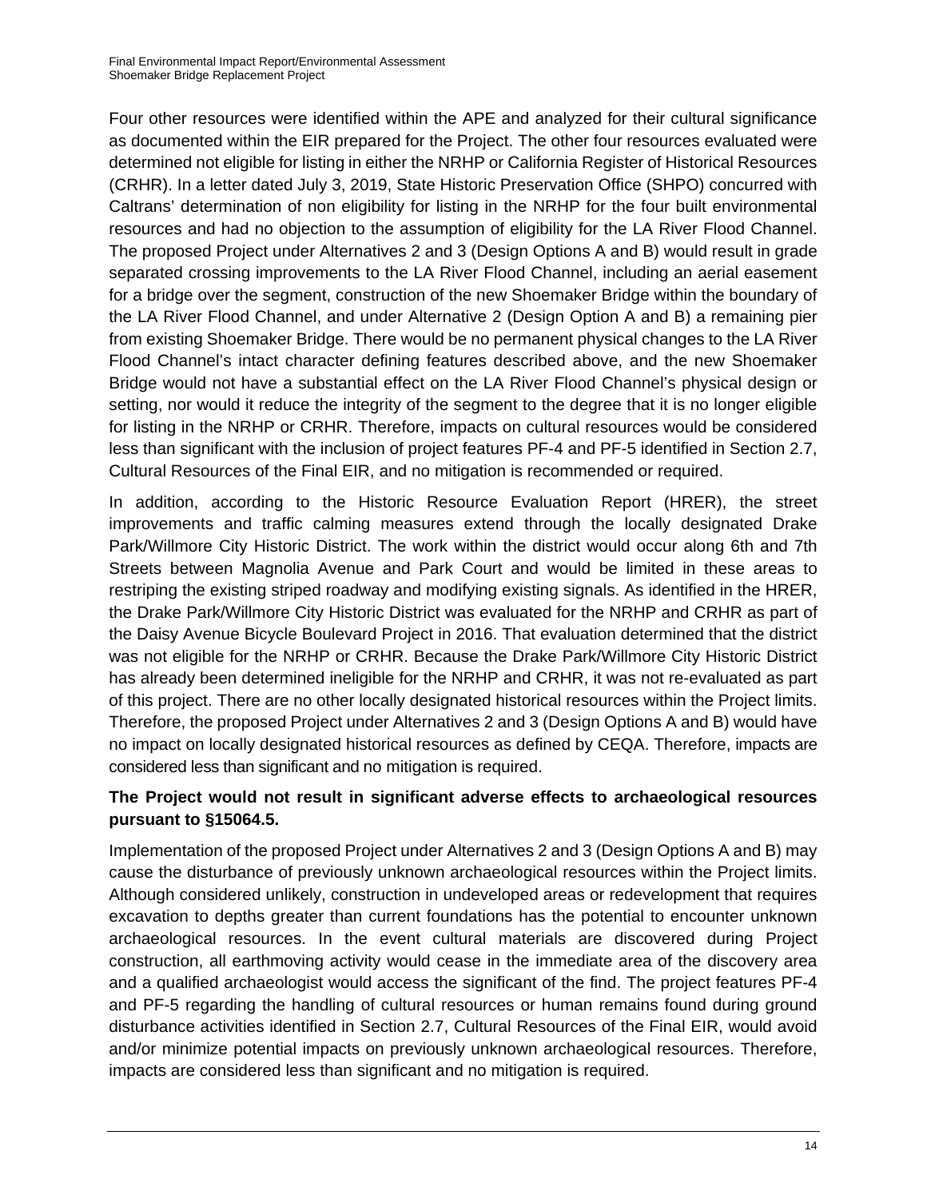Four other resources were identified within the APE and analyzed for their cultural significance as documented within the EIR prepared for the Project. The other four resources evaluated were determined not eligible for listing in either the NRHP or California Register of Historical Resources (CRHR). In a letter dated July 3, 2019, State Historic Preservation Office (SHPO) concurred with Caltrans' determination of non eligibility for listing in the NRHP for the four built environmental resources and had no objection to the assumption of eligibility for the LA River Flood Channel. The proposed Project under Alternatives 2 and 3 (Design Options A and B) would result in grade separated crossing improvements to the LA River Flood Channel, including an aerial easement for a bridge over the segment, construction of the new Shoemaker Bridge within the boundary of the LA River Flood Channel, and under Alternative 2 (Design Option A and B) a remaining pier from existing Shoemaker Bridge. There would be no permanent physical changes to the LA River Flood Channel's intact character defining features described above, and the new Shoemaker Bridge would not have a substantial effect on the LA River Flood Channel's physical design or setting, nor would it reduce the integrity of the segment to the degree that it is no longer eligible for listing in the NRHP or CRHR. Therefore, impacts on cultural resources would be considered less than significant with the inclusion of project features PF-4 and PF-5 identified in Section 2.7, Cultural Resources of the Final EIR, and no mitigation is recommended or required.

In addition, according to the Historic Resource Evaluation Report (HRER), the street improvements and traffic calming measures extend through the locally designated Drake Park/Willmore City Historic District. The work within the district would occur along 6th and 7th Streets between Magnolia Avenue and Park Court and would be limited in these areas to restriping the existing striped roadway and modifying existing signals. As identified in the HRER, the Drake Park/Willmore City Historic District was evaluated for the NRHP and CRHR as part of the Daisy Avenue Bicycle Boulevard Project in 2016. That evaluation determined that the district was not eligible for the NRHP or CRHR. Because the Drake Park/Willmore City Historic District has already been determined ineligible for the NRHP and CRHR, it was not re-evaluated as part of this project. There are no other locally designated historical resources within the Project limits. Therefore, the proposed Project under Alternatives 2 and 3 (Design Options A and B) would have no impact on locally designated historical resources as defined by CEQA. Therefore, impacts are considered less than significant and no mitigation is required.

**The Project would not result in significant adverse effects to archaeological resources pursuant to §15064.5.**

Implementation of the proposed Project under Alternatives 2 and 3 (Design Options A and B) may cause the disturbance of previously unknown archaeological resources within the Project limits. Although considered unlikely, construction in undeveloped areas or redevelopment that requires excavation to depths greater than current foundations has the potential to encounter unknown archaeological resources. In the event cultural materials are discovered during Project construction, all earthmoving activity would cease in the immediate area of the discovery area and a qualified archaeologist would access the significant of the find. The project features PF-4 and PF-5 regarding the handling of cultural resources or human remains found during ground disturbance activities identified in Section 2.7, Cultural Resources of the Final EIR, would avoid and/or minimize potential impacts on previously unknown archaeological resources. Therefore, impacts are considered less than significant and no mitigation is required.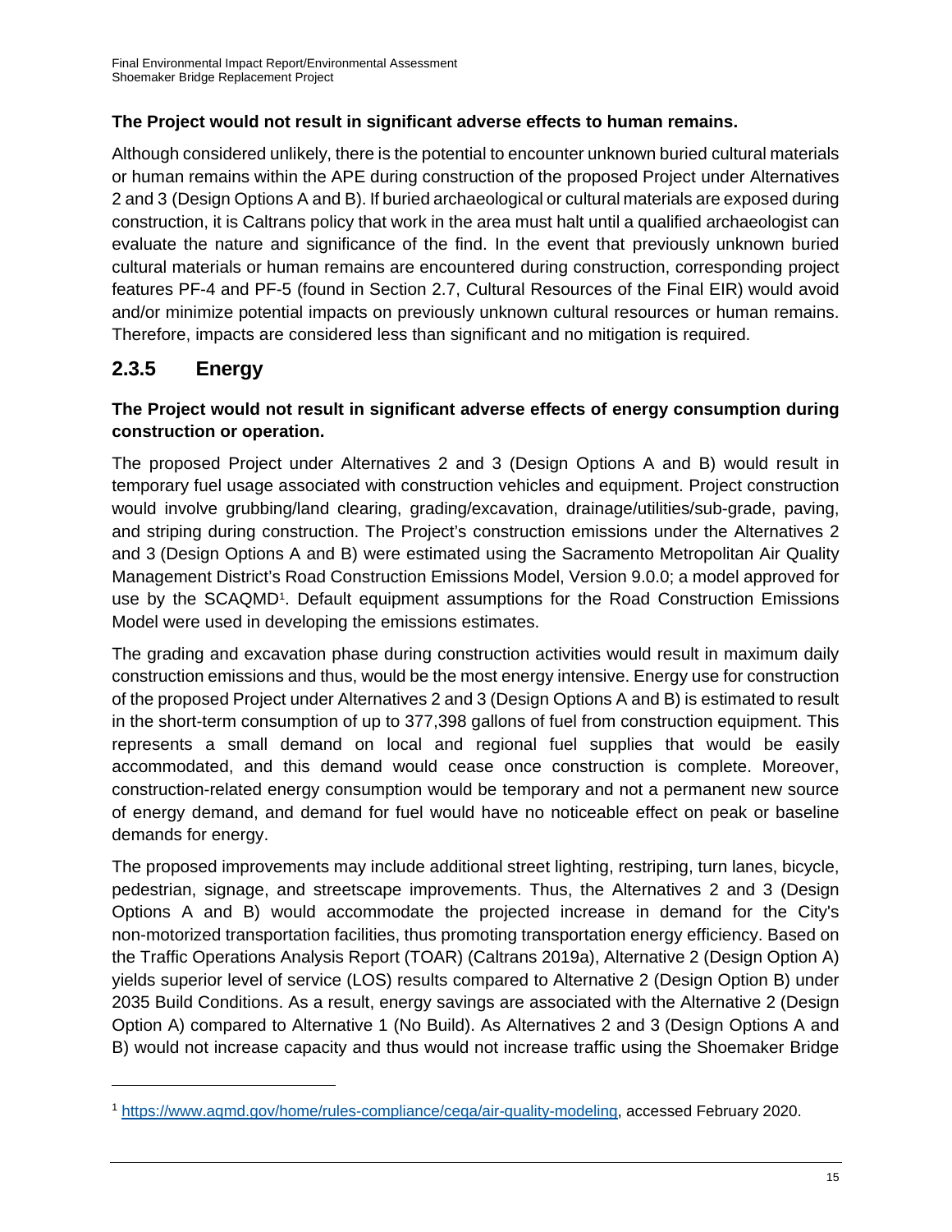**The Project would not result in significant adverse effects to human remains.**

Although considered unlikely, there is the potential to encounter unknown buried cultural materials or human remains within the APE during construction of the proposed Project under Alternatives 2 and 3 (Design Options A and B). If buried archaeological or cultural materials are exposed during construction, it is Caltrans policy that work in the area must halt until a qualified archaeologist can evaluate the nature and significance of the find. In the event that previously unknown buried cultural materials or human remains are encountered during construction, corresponding project features PF-4 and PF-5 (found in Section 2.7, Cultural Resources of the Final EIR) would avoid and/or minimize potential impacts on previously unknown cultural resources or human remains. Therefore, impacts are considered less than significant and no mitigation is required.

## 2.3.5 Energy

**The Project would not result in significant adverse effects of energy consumption during construction or operation.**

The proposed Project under Alternatives 2 and 3 (Design Options A and B) would result in temporary fuel usage associated with construction vehicles and equipment. Project construction would involve grubbing/land clearing, grading/excavation, drainage/utilities/sub-grade, paving, and striping during construction. The Project's construction emissions under the Alternatives 2 and 3 (Design Options A and B) were estimated using the Sacramento Metropolitan Air Quality Management District's Road Construction Emissions Model, Version 9.0.0; a model approved for use by the SCAQMD[1]. Default equipment assumptions for the Road Construction Emissions Model were used in developing the emissions estimates.

The grading and excavation phase during construction activities would result in maximum daily construction emissions and thus, would be the most energy intensive. Energy use for construction of the proposed Project under Alternatives 2 and 3 (Design Options A and B) is estimated to result in the short-term consumption of up to 377,398 gallons of fuel from construction equipment. This represents a small demand on local and regional fuel supplies that would be easily accommodated, and this demand would cease once construction is complete. Moreover, construction-related energy consumption would be temporary and not a permanent new source of energy demand, and demand for fuel would have no noticeable effect on peak or baseline demands for energy.

The proposed improvements may include additional street lighting, restriping, turn lanes, bicycle, pedestrian, signage, and streetscape improvements. Thus, the Alternatives 2 and 3 (Design Options A and B) would accommodate the projected increase in demand for the City's non-motorized transportation facilities, thus promoting transportation energy efficiency. Based on the Traffic Operations Analysis Report (TOAR) (Caltrans 2019a), Alternative 2 (Design Option A) yields superior level of service (LOS) results compared to Alternative 2 (Design Option B) under 2035 Build Conditions. As a result, energy savings are associated with the Alternative 2 (Design Option A) compared to Alternative 1 (No Build). As Alternatives 2 and 3 (Design Options A and B) would not increase capacity and thus would not increase traffic using the Shoemaker Bridge

---

[1] https://www.aqmd.gov/home/rules-compliance/ceqa/air-quality-modeling, accessed February 2020.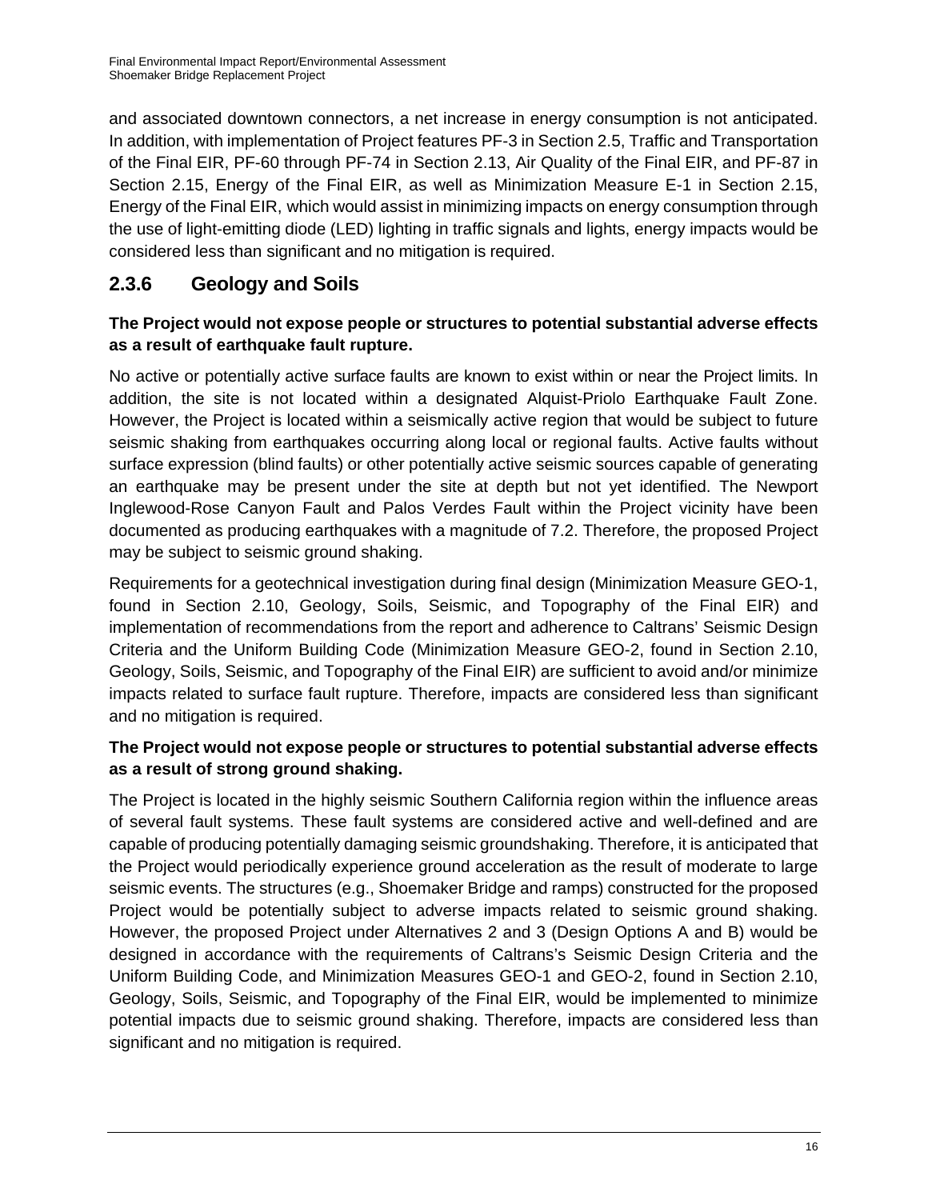and associated downtown connectors, a net increase in energy consumption is not anticipated. In addition, with implementation of Project features PF-3 in Section 2.5, Traffic and Transportation of the Final EIR, PF-60 through PF-74 in Section 2.13, Air Quality of the Final EIR, and PF-87 in Section 2.15, Energy of the Final EIR, as well as Minimization Measure E-1 in Section 2.15, Energy of the Final EIR, which would assist in minimizing impacts on energy consumption through the use of light-emitting diode (LED) lighting in traffic signals and lights, energy impacts would be considered less than significant and no mitigation is required.

### 2.3.6 Geology and Soils

**The Project would not expose people or structures to potential substantial adverse effects as a result of earthquake fault rupture.**

No active or potentially active surface faults are known to exist within or near the Project limits. In addition, the site is not located within a designated Alquist-Priolo Earthquake Fault Zone. However, the Project is located within a seismically active region that would be subject to future seismic shaking from earthquakes occurring along local or regional faults. Active faults without surface expression (blind faults) or other potentially active seismic sources capable of generating an earthquake may be present under the site at depth but not yet identified. The Newport Inglewood-Rose Canyon Fault and Palos Verdes Fault within the Project vicinity have been documented as producing earthquakes with a magnitude of 7.2. Therefore, the proposed Project may be subject to seismic ground shaking.

Requirements for a geotechnical investigation during final design (Minimization Measure GEO-1, found in Section 2.10, Geology, Soils, Seismic, and Topography of the Final EIR) and implementation of recommendations from the report and adherence to Caltrans' Seismic Design Criteria and the Uniform Building Code (Minimization Measure GEO-2, found in Section 2.10, Geology, Soils, Seismic, and Topography of the Final EIR) are sufficient to avoid and/or minimize impacts related to surface fault rupture. Therefore, impacts are considered less than significant and no mitigation is required.

**The Project would not expose people or structures to potential substantial adverse effects as a result of strong ground shaking.**

The Project is located in the highly seismic Southern California region within the influence areas of several fault systems. These fault systems are considered active and well-defined and are capable of producing potentially damaging seismic groundshaking. Therefore, it is anticipated that the Project would periodically experience ground acceleration as the result of moderate to large seismic events. The structures (e.g., Shoemaker Bridge and ramps) constructed for the proposed Project would be potentially subject to adverse impacts related to seismic ground shaking. However, the proposed Project under Alternatives 2 and 3 (Design Options A and B) would be designed in accordance with the requirements of Caltrans's Seismic Design Criteria and the Uniform Building Code, and Minimization Measures GEO-1 and GEO-2, found in Section 2.10, Geology, Soils, Seismic, and Topography of the Final EIR, would be implemented to minimize potential impacts due to seismic ground shaking. Therefore, impacts are considered less than significant and no mitigation is required.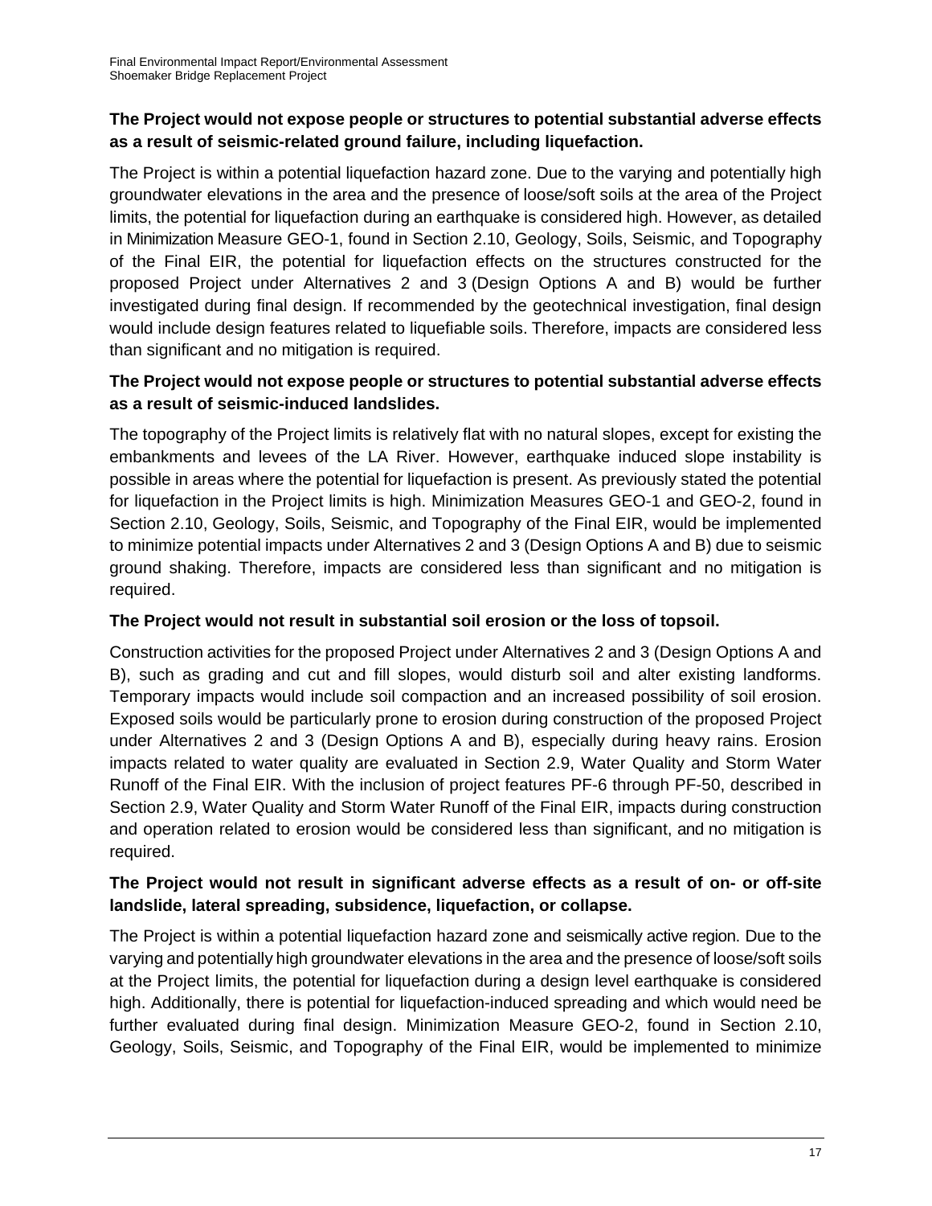**The Project would not expose people or structures to potential substantial adverse effects as a result of seismic-related ground failure, including liquefaction.**

The Project is within a potential liquefaction hazard zone. Due to the varying and potentially high groundwater elevations in the area and the presence of loose/soft soils at the area of the Project limits, the potential for liquefaction during an earthquake is considered high. However, as detailed in Minimization Measure GEO-1, found in Section 2.10, Geology, Soils, Seismic, and Topography of the Final EIR, the potential for liquefaction effects on the structures constructed for the proposed Project under Alternatives 2 and 3 (Design Options A and B) would be further investigated during final design. If recommended by the geotechnical investigation, final design would include design features related to liquefiable soils. Therefore, impacts are considered less than significant and no mitigation is required.

**The Project would not expose people or structures to potential substantial adverse effects as a result of seismic-induced landslides.**

The topography of the Project limits is relatively flat with no natural slopes, except for existing the embankments and levees of the LA River. However, earthquake induced slope instability is possible in areas where the potential for liquefaction is present. As previously stated the potential for liquefaction in the Project limits is high. Minimization Measures GEO-1 and GEO-2, found in Section 2.10, Geology, Soils, Seismic, and Topography of the Final EIR, would be implemented to minimize potential impacts under Alternatives 2 and 3 (Design Options A and B) due to seismic ground shaking. Therefore, impacts are considered less than significant and no mitigation is required.

**The Project would not result in substantial soil erosion or the loss of topsoil.**

Construction activities for the proposed Project under Alternatives 2 and 3 (Design Options A and B), such as grading and cut and fill slopes, would disturb soil and alter existing landforms. Temporary impacts would include soil compaction and an increased possibility of soil erosion. Exposed soils would be particularly prone to erosion during construction of the proposed Project under Alternatives 2 and 3 (Design Options A and B), especially during heavy rains. Erosion impacts related to water quality are evaluated in Section 2.9, Water Quality and Storm Water Runoff of the Final EIR. With the inclusion of project features PF-6 through PF-50, described in Section 2.9, Water Quality and Storm Water Runoff of the Final EIR, impacts during construction and operation related to erosion would be considered less than significant, and no mitigation is required.

**The Project would not result in significant adverse effects as a result of on- or off-site landslide, lateral spreading, subsidence, liquefaction, or collapse.**

The Project is within a potential liquefaction hazard zone and seismically active region. Due to the varying and potentially high groundwater elevations in the area and the presence of loose/soft soils at the Project limits, the potential for liquefaction during a design level earthquake is considered high. Additionally, there is potential for liquefaction-induced spreading and which would need be further evaluated during final design. Minimization Measure GEO-2, found in Section 2.10, Geology, Soils, Seismic, and Topography of the Final EIR, would be implemented to minimize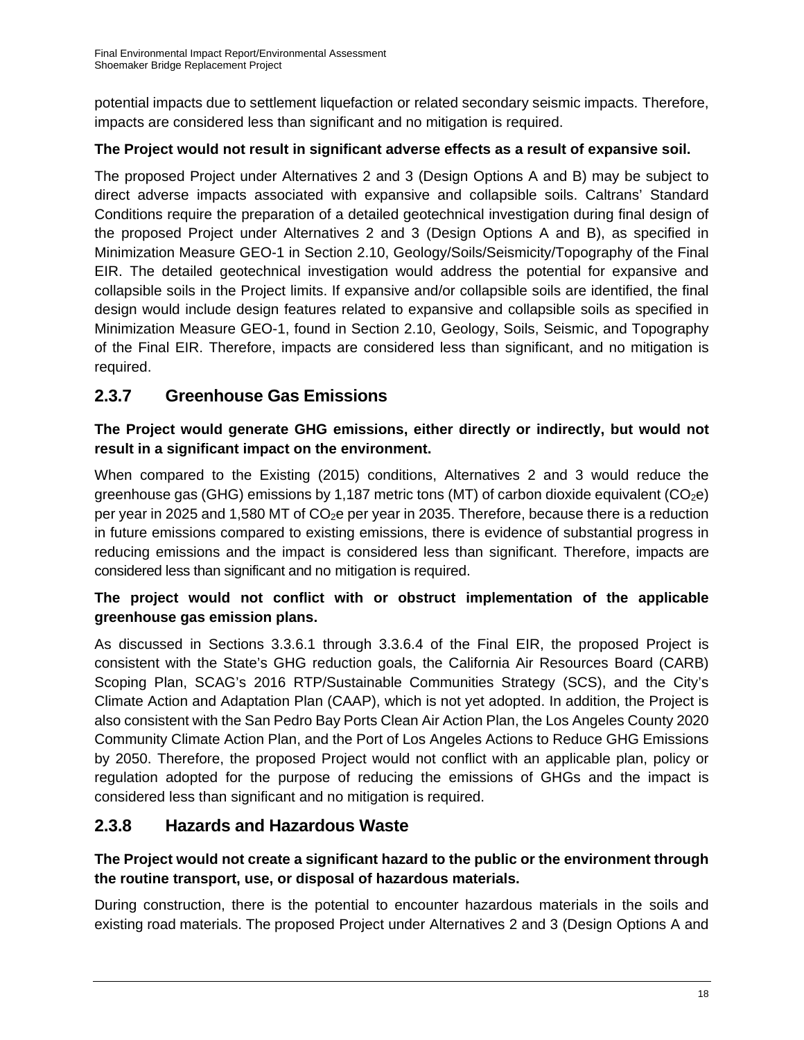potential impacts due to settlement liquefaction or related secondary seismic impacts. Therefore, impacts are considered less than significant and no mitigation is required.

**The Project would not result in significant adverse effects as a result of expansive soil.**

The proposed Project under Alternatives 2 and 3 (Design Options A and B) may be subject to direct adverse impacts associated with expansive and collapsible soils. Caltrans' Standard Conditions require the preparation of a detailed geotechnical investigation during final design of the proposed Project under Alternatives 2 and 3 (Design Options A and B), as specified in Minimization Measure GEO-1 in Section 2.10, Geology/Soils/Seismicity/Topography of the Final EIR. The detailed geotechnical investigation would address the potential for expansive and collapsible soils in the Project limits. If expansive and/or collapsible soils are identified, the final design would include design features related to expansive and collapsible soils as specified in Minimization Measure GEO-1, found in Section 2.10, Geology, Soils, Seismic, and Topography of the Final EIR. Therefore, impacts are considered less than significant, and no mitigation is required.

## 2.3.7 Greenhouse Gas Emissions

**The Project would generate GHG emissions, either directly or indirectly, but would not result in a significant impact on the environment.**

When compared to the Existing (2015) conditions, Alternatives 2 and 3 would reduce the greenhouse gas (GHG) emissions by 1,187 metric tons (MT) of carbon dioxide equivalent ($CO_2e$) per year in 2025 and 1,580 MT of $CO_2e$ per year in 2035. Therefore, because there is a reduction in future emissions compared to existing emissions, there is evidence of substantial progress in reducing emissions and the impact is considered less than significant. Therefore, impacts are considered less than significant and no mitigation is required.

**The project would not conflict with or obstruct implementation of the applicable greenhouse gas emission plans.**

As discussed in Sections 3.3.6.1 through 3.3.6.4 of the Final EIR, the proposed Project is consistent with the State's GHG reduction goals, the California Air Resources Board (CARB) Scoping Plan, SCAG's 2016 RTP/Sustainable Communities Strategy (SCS), and the City's Climate Action and Adaptation Plan (CAAP), which is not yet adopted. In addition, the Project is also consistent with the San Pedro Bay Ports Clean Air Action Plan, the Los Angeles County 2020 Community Climate Action Plan, and the Port of Los Angeles Actions to Reduce GHG Emissions by 2050. Therefore, the proposed Project would not conflict with an applicable plan, policy or regulation adopted for the purpose of reducing the emissions of GHGs and the impact is considered less than significant and no mitigation is required.

## 2.3.8 Hazards and Hazardous Waste

**The Project would not create a significant hazard to the public or the environment through the routine transport, use, or disposal of hazardous materials.**

During construction, there is the potential to encounter hazardous materials in the soils and existing road materials. The proposed Project under Alternatives 2 and 3 (Design Options A and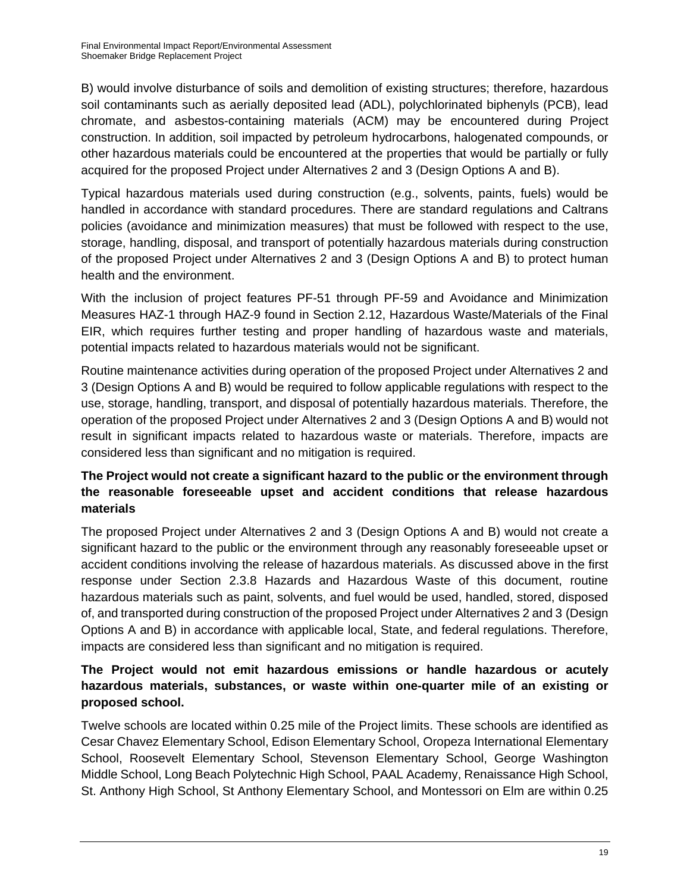B) would involve disturbance of soils and demolition of existing structures; therefore, hazardous soil contaminants such as aerially deposited lead (ADL), polychlorinated biphenyls (PCB), lead chromate, and asbestos-containing materials (ACM) may be encountered during Project construction. In addition, soil impacted by petroleum hydrocarbons, halogenated compounds, or other hazardous materials could be encountered at the properties that would be partially or fully acquired for the proposed Project under Alternatives 2 and 3 (Design Options A and B).

Typical hazardous materials used during construction (e.g., solvents, paints, fuels) would be handled in accordance with standard procedures. There are standard regulations and Caltrans policies (avoidance and minimization measures) that must be followed with respect to the use, storage, handling, disposal, and transport of potentially hazardous materials during construction of the proposed Project under Alternatives 2 and 3 (Design Options A and B) to protect human health and the environment.

With the inclusion of project features PF-51 through PF-59 and Avoidance and Minimization Measures HAZ-1 through HAZ-9 found in Section 2.12, Hazardous Waste/Materials of the Final EIR, which requires further testing and proper handling of hazardous waste and materials, potential impacts related to hazardous materials would not be significant.

Routine maintenance activities during operation of the proposed Project under Alternatives 2 and 3 (Design Options A and B) would be required to follow applicable regulations with respect to the use, storage, handling, transport, and disposal of potentially hazardous materials. Therefore, the operation of the proposed Project under Alternatives 2 and 3 (Design Options A and B) would not result in significant impacts related to hazardous waste or materials. Therefore, impacts are considered less than significant and no mitigation is required.

**The Project would not create a significant hazard to the public or the environment through the reasonable foreseeable upset and accident conditions that release hazardous materials**

The proposed Project under Alternatives 2 and 3 (Design Options A and B) would not create a significant hazard to the public or the environment through any reasonably foreseeable upset or accident conditions involving the release of hazardous materials. As discussed above in the first response under Section 2.3.8 Hazards and Hazardous Waste of this document, routine hazardous materials such as paint, solvents, and fuel would be used, handled, stored, disposed of, and transported during construction of the proposed Project under Alternatives 2 and 3 (Design Options A and B) in accordance with applicable local, State, and federal regulations. Therefore, impacts are considered less than significant and no mitigation is required.

**The Project would not emit hazardous emissions or handle hazardous or acutely hazardous materials, substances, or waste within one-quarter mile of an existing or proposed school.**

Twelve schools are located within 0.25 mile of the Project limits. These schools are identified as Cesar Chavez Elementary School, Edison Elementary School, Oropeza International Elementary School, Roosevelt Elementary School, Stevenson Elementary School, George Washington Middle School, Long Beach Polytechnic High School, PAAL Academy, Renaissance High School, St. Anthony High School, St Anthony Elementary School, and Montessori on Elm are within 0.25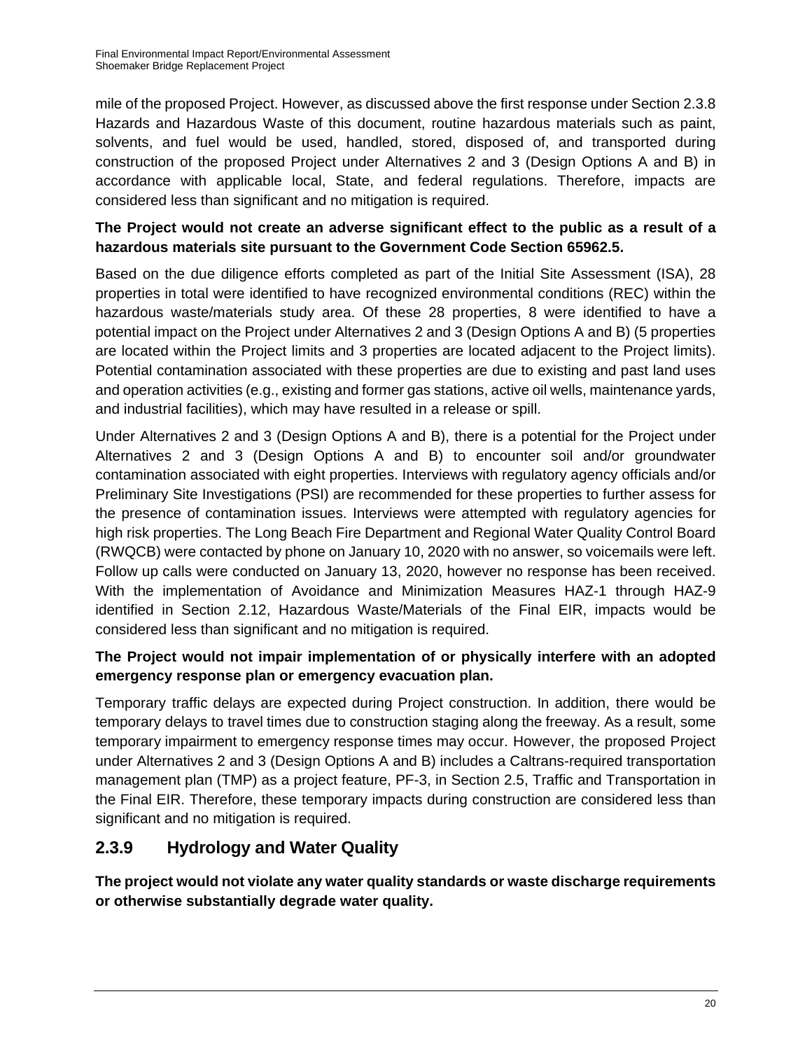mile of the proposed Project. However, as discussed above the first response under Section 2.3.8 Hazards and Hazardous Waste of this document, routine hazardous materials such as paint, solvents, and fuel would be used, handled, stored, disposed of, and transported during construction of the proposed Project under Alternatives 2 and 3 (Design Options A and B) in accordance with applicable local, State, and federal regulations. Therefore, impacts are considered less than significant and no mitigation is required.

**The Project would not create an adverse significant effect to the public as a result of a hazardous materials site pursuant to the Government Code Section 65962.5.**

Based on the due diligence efforts completed as part of the Initial Site Assessment (ISA), 28 properties in total were identified to have recognized environmental conditions (REC) within the hazardous waste/materials study area. Of these 28 properties, 8 were identified to have a potential impact on the Project under Alternatives 2 and 3 (Design Options A and B) (5 properties are located within the Project limits and 3 properties are located adjacent to the Project limits). Potential contamination associated with these properties are due to existing and past land uses and operation activities (e.g., existing and former gas stations, active oil wells, maintenance yards, and industrial facilities), which may have resulted in a release or spill.

Under Alternatives 2 and 3 (Design Options A and B), there is a potential for the Project under Alternatives 2 and 3 (Design Options A and B) to encounter soil and/or groundwater contamination associated with eight properties. Interviews with regulatory agency officials and/or Preliminary Site Investigations (PSI) are recommended for these properties to further assess for the presence of contamination issues. Interviews were attempted with regulatory agencies for high risk properties. The Long Beach Fire Department and Regional Water Quality Control Board (RWQCB) were contacted by phone on January 10, 2020 with no answer, so voicemails were left. Follow up calls were conducted on January 13, 2020, however no response has been received. With the implementation of Avoidance and Minimization Measures HAZ-1 through HAZ-9 identified in Section 2.12, Hazardous Waste/Materials of the Final EIR, impacts would be considered less than significant and no mitigation is required.

**The Project would not impair implementation of or physically interfere with an adopted emergency response plan or emergency evacuation plan.**

Temporary traffic delays are expected during Project construction. In addition, there would be temporary delays to travel times due to construction staging along the freeway. As a result, some temporary impairment to emergency response times may occur. However, the proposed Project under Alternatives 2 and 3 (Design Options A and B) includes a Caltrans-required transportation management plan (TMP) as a project feature, PF-3, in Section 2.5, Traffic and Transportation in the Final EIR. Therefore, these temporary impacts during construction are considered less than significant and no mitigation is required.

### 2.3.9 Hydrology and Water Quality

**The project would not violate any water quality standards or waste discharge requirements or otherwise substantially degrade water quality.**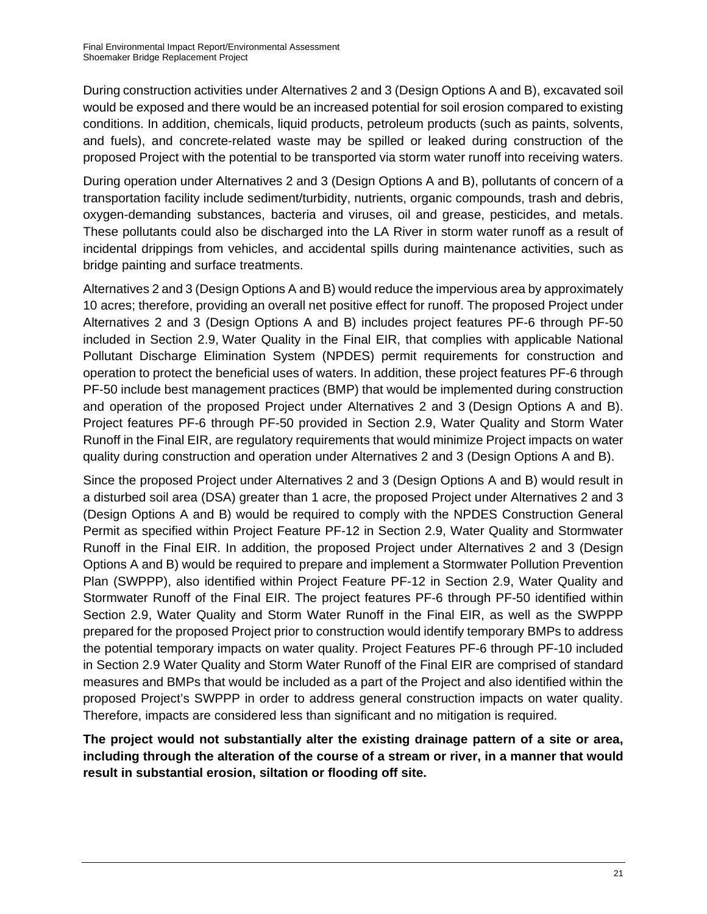During construction activities under Alternatives 2 and 3 (Design Options A and B), excavated soil would be exposed and there would be an increased potential for soil erosion compared to existing conditions. In addition, chemicals, liquid products, petroleum products (such as paints, solvents, and fuels), and concrete-related waste may be spilled or leaked during construction of the proposed Project with the potential to be transported via storm water runoff into receiving waters.

During operation under Alternatives 2 and 3 (Design Options A and B), pollutants of concern of a transportation facility include sediment/turbidity, nutrients, organic compounds, trash and debris, oxygen-demanding substances, bacteria and viruses, oil and grease, pesticides, and metals. These pollutants could also be discharged into the LA River in storm water runoff as a result of incidental drippings from vehicles, and accidental spills during maintenance activities, such as bridge painting and surface treatments.

Alternatives 2 and 3 (Design Options A and B) would reduce the impervious area by approximately 10 acres; therefore, providing an overall net positive effect for runoff. The proposed Project under Alternatives 2 and 3 (Design Options A and B) includes project features PF-6 through PF-50 included in Section 2.9, Water Quality in the Final EIR, that complies with applicable National Pollutant Discharge Elimination System (NPDES) permit requirements for construction and operation to protect the beneficial uses of waters. In addition, these project features PF-6 through PF-50 include best management practices (BMP) that would be implemented during construction and operation of the proposed Project under Alternatives 2 and 3 (Design Options A and B). Project features PF-6 through PF-50 provided in Section 2.9, Water Quality and Storm Water Runoff in the Final EIR, are regulatory requirements that would minimize Project impacts on water quality during construction and operation under Alternatives 2 and 3 (Design Options A and B).

Since the proposed Project under Alternatives 2 and 3 (Design Options A and B) would result in a disturbed soil area (DSA) greater than 1 acre, the proposed Project under Alternatives 2 and 3 (Design Options A and B) would be required to comply with the NPDES Construction General Permit as specified within Project Feature PF-12 in Section 2.9, Water Quality and Stormwater Runoff in the Final EIR. In addition, the proposed Project under Alternatives 2 and 3 (Design Options A and B) would be required to prepare and implement a Stormwater Pollution Prevention Plan (SWPPP), also identified within Project Feature PF-12 in Section 2.9, Water Quality and Stormwater Runoff of the Final EIR. The project features PF-6 through PF-50 identified within Section 2.9, Water Quality and Storm Water Runoff in the Final EIR, as well as the SWPPP prepared for the proposed Project prior to construction would identify temporary BMPs to address the potential temporary impacts on water quality. Project Features PF-6 through PF-10 included in Section 2.9 Water Quality and Storm Water Runoff of the Final EIR are comprised of standard measures and BMPs that would be included as a part of the Project and also identified within the proposed Project's SWPPP in order to address general construction impacts on water quality. Therefore, impacts are considered less than significant and no mitigation is required.

**The project would not substantially alter the existing drainage pattern of a site or area, including through the alteration of the course of a stream or river, in a manner that would result in substantial erosion, siltation or flooding off site.**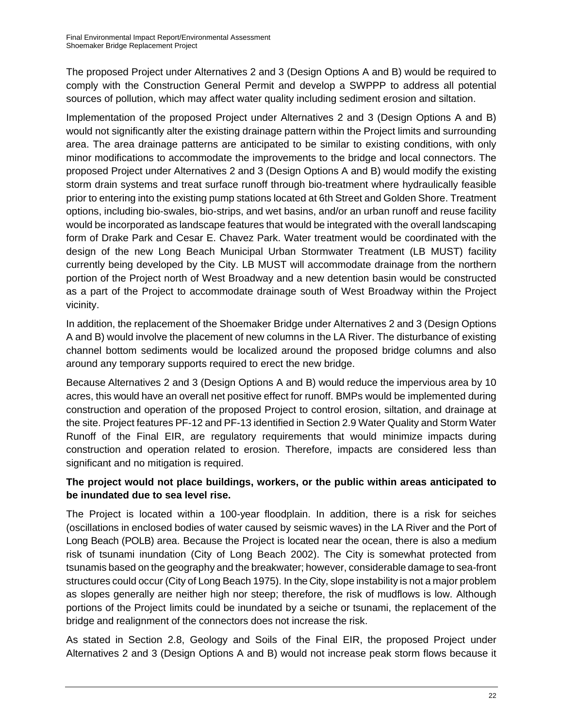The proposed Project under Alternatives 2 and 3 (Design Options A and B) would be required to comply with the Construction General Permit and develop a SWPPP to address all potential sources of pollution, which may affect water quality including sediment erosion and siltation.

Implementation of the proposed Project under Alternatives 2 and 3 (Design Options A and B) would not significantly alter the existing drainage pattern within the Project limits and surrounding area. The area drainage patterns are anticipated to be similar to existing conditions, with only minor modifications to accommodate the improvements to the bridge and local connectors. The proposed Project under Alternatives 2 and 3 (Design Options A and B) would modify the existing storm drain systems and treat surface runoff through bio-treatment where hydraulically feasible prior to entering into the existing pump stations located at 6th Street and Golden Shore. Treatment options, including bio-swales, bio-strips, and wet basins, and/or an urban runoff and reuse facility would be incorporated as landscape features that would be integrated with the overall landscaping form of Drake Park and Cesar E. Chavez Park. Water treatment would be coordinated with the design of the new Long Beach Municipal Urban Stormwater Treatment (LB MUST) facility currently being developed by the City. LB MUST will accommodate drainage from the northern portion of the Project north of West Broadway and a new detention basin would be constructed as a part of the Project to accommodate drainage south of West Broadway within the Project vicinity.

In addition, the replacement of the Shoemaker Bridge under Alternatives 2 and 3 (Design Options A and B) would involve the placement of new columns in the LA River. The disturbance of existing channel bottom sediments would be localized around the proposed bridge columns and also around any temporary supports required to erect the new bridge.

Because Alternatives 2 and 3 (Design Options A and B) would reduce the impervious area by 10 acres, this would have an overall net positive effect for runoff. BMPs would be implemented during construction and operation of the proposed Project to control erosion, siltation, and drainage at the site. Project features PF-12 and PF-13 identified in Section 2.9 Water Quality and Storm Water Runoff of the Final EIR, are regulatory requirements that would minimize impacts during construction and operation related to erosion. Therefore, impacts are considered less than significant and no mitigation is required.

**The project would not place buildings, workers, or the public within areas anticipated to be inundated due to sea level rise.**

The Project is located within a 100-year floodplain. In addition, there is a risk for seiches (oscillations in enclosed bodies of water caused by seismic waves) in the LA River and the Port of Long Beach (POLB) area. Because the Project is located near the ocean, there is also a medium risk of tsunami inundation (City of Long Beach 2002). The City is somewhat protected from tsunamis based on the geography and the breakwater; however, considerable damage to sea-front structures could occur (City of Long Beach 1975). In the City, slope instability is not a major problem as slopes generally are neither high nor steep; therefore, the risk of mudflows is low. Although portions of the Project limits could be inundated by a seiche or tsunami, the replacement of the bridge and realignment of the connectors does not increase the risk.

As stated in Section 2.8, Geology and Soils of the Final EIR, the proposed Project under Alternatives 2 and 3 (Design Options A and B) would not increase peak storm flows because it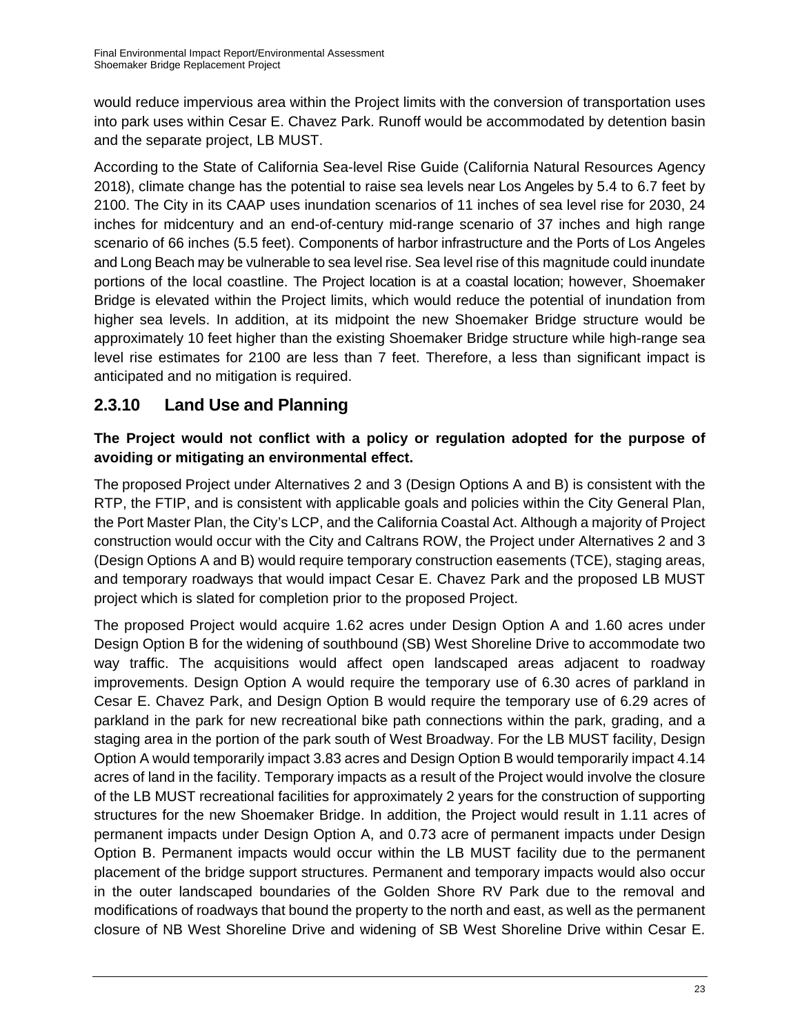would reduce impervious area within the Project limits with the conversion of transportation uses into park uses within Cesar E. Chavez Park. Runoff would be accommodated by detention basin and the separate project, LB MUST.

According to the State of California Sea-level Rise Guide (California Natural Resources Agency 2018), climate change has the potential to raise sea levels near Los Angeles by 5.4 to 6.7 feet by 2100. The City in its CAAP uses inundation scenarios of 11 inches of sea level rise for 2030, 24 inches for midcentury and an end-of-century mid-range scenario of 37 inches and high range scenario of 66 inches (5.5 feet). Components of harbor infrastructure and the Ports of Los Angeles and Long Beach may be vulnerable to sea level rise. Sea level rise of this magnitude could inundate portions of the local coastline. The Project location is at a coastal location; however, Shoemaker Bridge is elevated within the Project limits, which would reduce the potential of inundation from higher sea levels. In addition, at its midpoint the new Shoemaker Bridge structure would be approximately 10 feet higher than the existing Shoemaker Bridge structure while high-range sea level rise estimates for 2100 are less than 7 feet. Therefore, a less than significant impact is anticipated and no mitigation is required.

## 2.3.10 Land Use and Planning

**The Project would not conflict with a policy or regulation adopted for the purpose of avoiding or mitigating an environmental effect.**

The proposed Project under Alternatives 2 and 3 (Design Options A and B) is consistent with the RTP, the FTIP, and is consistent with applicable goals and policies within the City General Plan, the Port Master Plan, the City's LCP, and the California Coastal Act. Although a majority of Project construction would occur with the City and Caltrans ROW, the Project under Alternatives 2 and 3 (Design Options A and B) would require temporary construction easements (TCE), staging areas, and temporary roadways that would impact Cesar E. Chavez Park and the proposed LB MUST project which is slated for completion prior to the proposed Project.

The proposed Project would acquire 1.62 acres under Design Option A and 1.60 acres under Design Option B for the widening of southbound (SB) West Shoreline Drive to accommodate two way traffic. The acquisitions would affect open landscaped areas adjacent to roadway improvements. Design Option A would require the temporary use of 6.30 acres of parkland in Cesar E. Chavez Park, and Design Option B would require the temporary use of 6.29 acres of parkland in the park for new recreational bike path connections within the park, grading, and a staging area in the portion of the park south of West Broadway. For the LB MUST facility, Design Option A would temporarily impact 3.83 acres and Design Option B would temporarily impact 4.14 acres of land in the facility. Temporary impacts as a result of the Project would involve the closure of the LB MUST recreational facilities for approximately 2 years for the construction of supporting structures for the new Shoemaker Bridge. In addition, the Project would result in 1.11 acres of permanent impacts under Design Option A, and 0.73 acre of permanent impacts under Design Option B. Permanent impacts would occur within the LB MUST facility due to the permanent placement of the bridge support structures. Permanent and temporary impacts would also occur in the outer landscaped boundaries of the Golden Shore RV Park due to the removal and modifications of roadways that bound the property to the north and east, as well as the permanent closure of NB West Shoreline Drive and widening of SB West Shoreline Drive within Cesar E.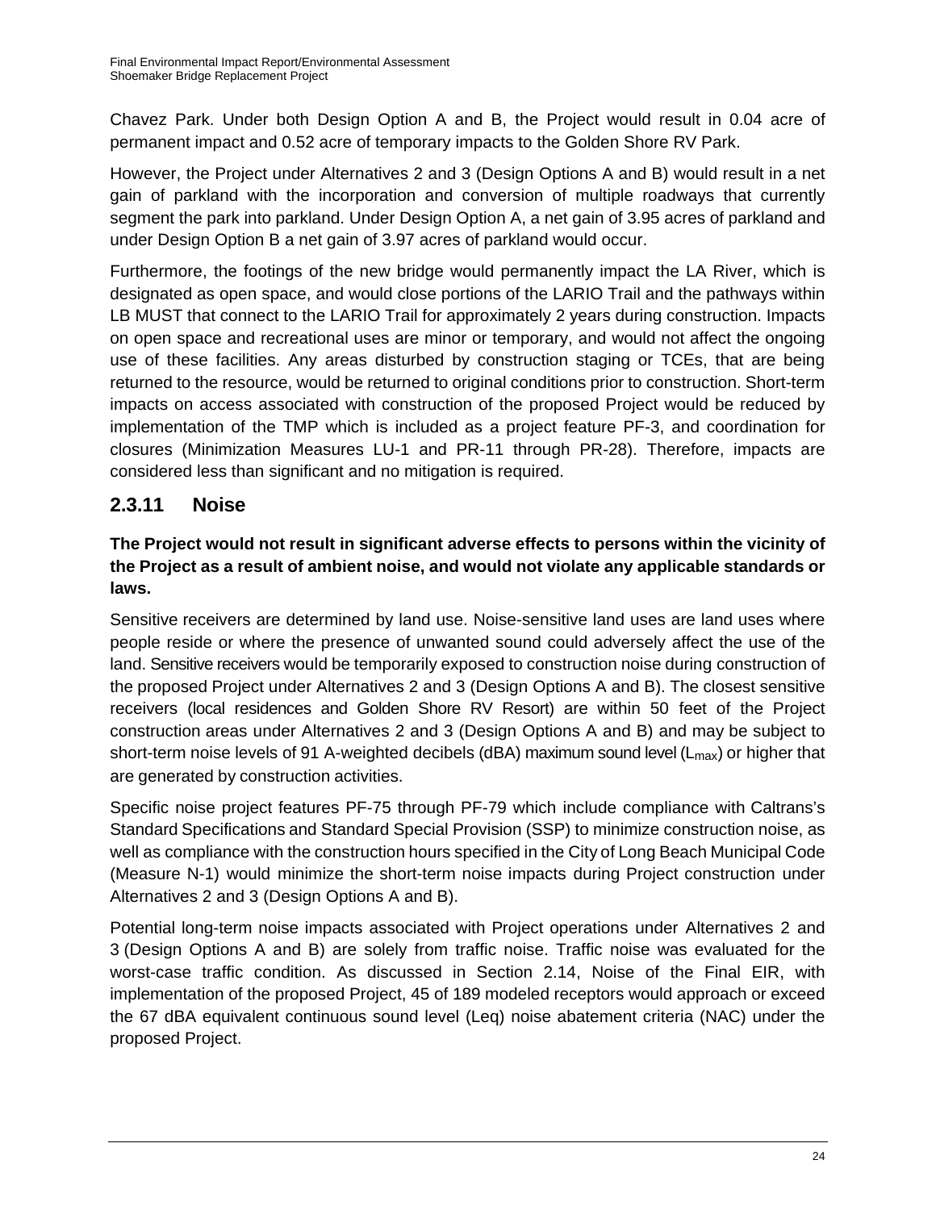Chavez Park. Under both Design Option A and B, the Project would result in 0.04 acre of permanent impact and 0.52 acre of temporary impacts to the Golden Shore RV Park.

However, the Project under Alternatives 2 and 3 (Design Options A and B) would result in a net gain of parkland with the incorporation and conversion of multiple roadways that currently segment the park into parkland. Under Design Option A, a net gain of 3.95 acres of parkland and under Design Option B a net gain of 3.97 acres of parkland would occur.

Furthermore, the footings of the new bridge would permanently impact the LA River, which is designated as open space, and would close portions of the LARIO Trail and the pathways within LB MUST that connect to the LARIO Trail for approximately 2 years during construction. Impacts on open space and recreational uses are minor or temporary, and would not affect the ongoing use of these facilities. Any areas disturbed by construction staging or TCEs, that are being returned to the resource, would be returned to original conditions prior to construction. Short-term impacts on access associated with construction of the proposed Project would be reduced by implementation of the TMP which is included as a project feature PF-3, and coordination for closures (Minimization Measures LU-1 and PR-11 through PR-28). Therefore, impacts are considered less than significant and no mitigation is required.

### 2.3.11 Noise

**The Project would not result in significant adverse effects to persons within the vicinity of the Project as a result of ambient noise, and would not violate any applicable standards or laws.**

Sensitive receivers are determined by land use. Noise-sensitive land uses are land uses where people reside or where the presence of unwanted sound could adversely affect the use of the land. Sensitive receivers would be temporarily exposed to construction noise during construction of the proposed Project under Alternatives 2 and 3 (Design Options A and B). The closest sensitive receivers (local residences and Golden Shore RV Resort) are within 50 feet of the Project construction areas under Alternatives 2 and 3 (Design Options A and B) and may be subject to short-term noise levels of 91 A-weighted decibels (dBA) maximum sound level ($L_{max}$) or higher that are generated by construction activities.

Specific noise project features PF-75 through PF-79 which include compliance with Caltrans's Standard Specifications and Standard Special Provision (SSP) to minimize construction noise, as well as compliance with the construction hours specified in the City of Long Beach Municipal Code (Measure N-1) would minimize the short-term noise impacts during Project construction under Alternatives 2 and 3 (Design Options A and B).

Potential long-term noise impacts associated with Project operations under Alternatives 2 and 3 (Design Options A and B) are solely from traffic noise. Traffic noise was evaluated for the worst-case traffic condition. As discussed in Section 2.14, Noise of the Final EIR, with implementation of the proposed Project, 45 of 189 modeled receptors would approach or exceed the 67 dBA equivalent continuous sound level (Leq) noise abatement criteria (NAC) under the proposed Project.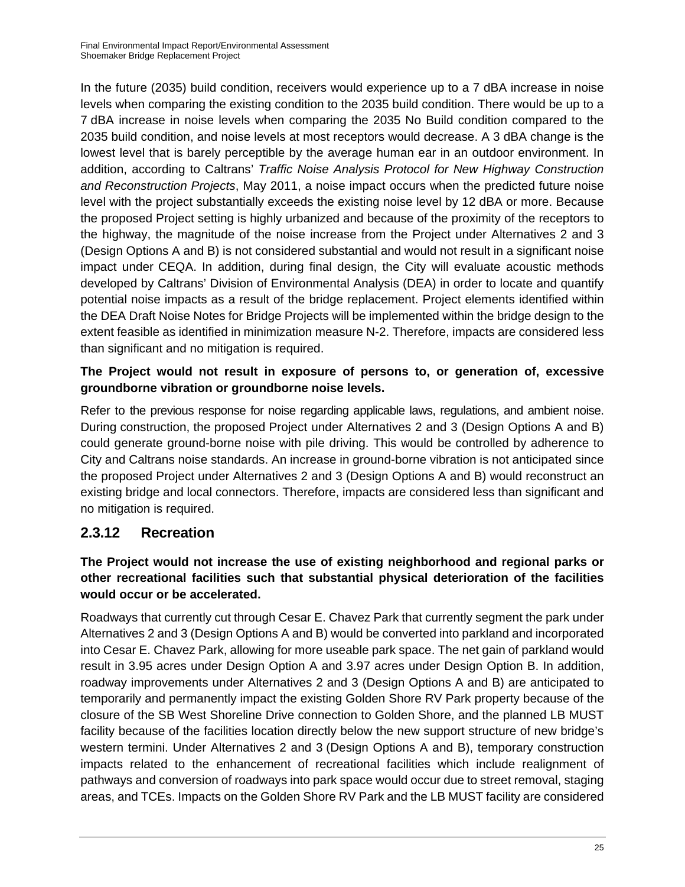In the future (2035) build condition, receivers would experience up to a 7 dBA increase in noise levels when comparing the existing condition to the 2035 build condition. There would be up to a 7 dBA increase in noise levels when comparing the 2035 No Build condition compared to the 2035 build condition, and noise levels at most receptors would decrease. A 3 dBA change is the lowest level that is barely perceptible by the average human ear in an outdoor environment. In addition, according to Caltrans' *Traffic Noise Analysis Protocol for New Highway Construction and Reconstruction Projects*, May 2011, a noise impact occurs when the predicted future noise level with the project substantially exceeds the existing noise level by 12 dBA or more. Because the proposed Project setting is highly urbanized and because of the proximity of the receptors to the highway, the magnitude of the noise increase from the Project under Alternatives 2 and 3 (Design Options A and B) is not considered substantial and would not result in a significant noise impact under CEQA. In addition, during final design, the City will evaluate acoustic methods developed by Caltrans' Division of Environmental Analysis (DEA) in order to locate and quantify potential noise impacts as a result of the bridge replacement. Project elements identified within the DEA Draft Noise Notes for Bridge Projects will be implemented within the bridge design to the extent feasible as identified in minimization measure N-2. Therefore, impacts are considered less than significant and no mitigation is required.

**The Project would not result in exposure of persons to, or generation of, excessive groundborne vibration or groundborne noise levels.**

Refer to the previous response for noise regarding applicable laws, regulations, and ambient noise. During construction, the proposed Project under Alternatives 2 and 3 (Design Options A and B) could generate ground-borne noise with pile driving. This would be controlled by adherence to City and Caltrans noise standards. An increase in ground-borne vibration is not anticipated since the proposed Project under Alternatives 2 and 3 (Design Options A and B) would reconstruct an existing bridge and local connectors. Therefore, impacts are considered less than significant and no mitigation is required.

### 2.3.12 Recreation

**The Project would not increase the use of existing neighborhood and regional parks or other recreational facilities such that substantial physical deterioration of the facilities would occur or be accelerated.**

Roadways that currently cut through Cesar E. Chavez Park that currently segment the park under Alternatives 2 and 3 (Design Options A and B) would be converted into parkland and incorporated into Cesar E. Chavez Park, allowing for more useable park space. The net gain of parkland would result in 3.95 acres under Design Option A and 3.97 acres under Design Option B. In addition, roadway improvements under Alternatives 2 and 3 (Design Options A and B) are anticipated to temporarily and permanently impact the existing Golden Shore RV Park property because of the closure of the SB West Shoreline Drive connection to Golden Shore, and the planned LB MUST facility because of the facilities location directly below the new support structure of new bridge's western termini. Under Alternatives 2 and 3 (Design Options A and B), temporary construction impacts related to the enhancement of recreational facilities which include realignment of pathways and conversion of roadways into park space would occur due to street removal, staging areas, and TCEs. Impacts on the Golden Shore RV Park and the LB MUST facility are considered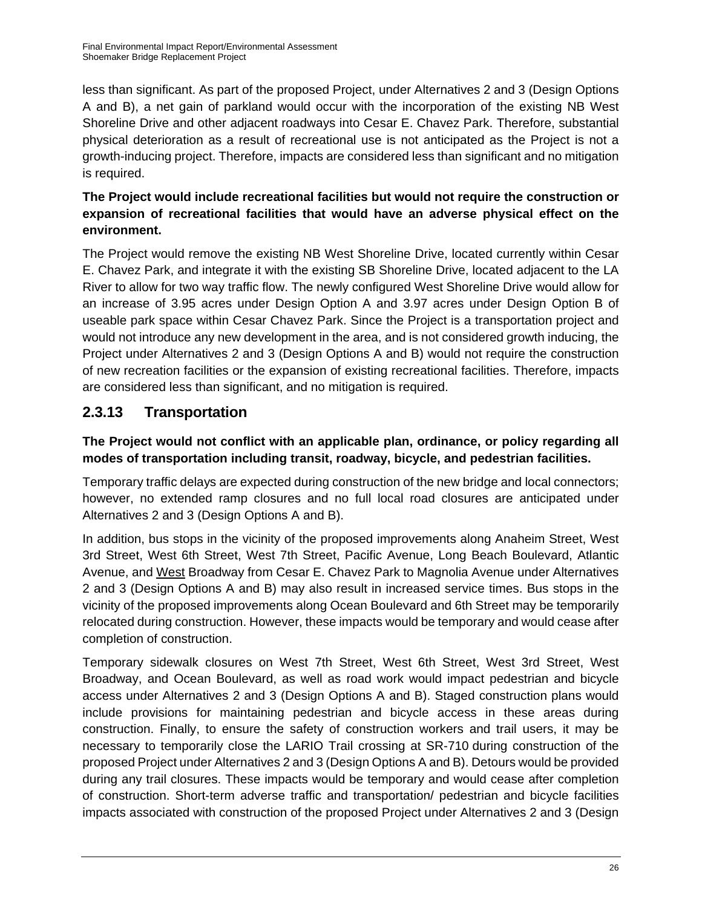less than significant. As part of the proposed Project, under Alternatives 2 and 3 (Design Options A and B), a net gain of parkland would occur with the incorporation of the existing NB West Shoreline Drive and other adjacent roadways into Cesar E. Chavez Park. Therefore, substantial physical deterioration as a result of recreational use is not anticipated as the Project is not a growth-inducing project. Therefore, impacts are considered less than significant and no mitigation is required.

**The Project would include recreational facilities but would not require the construction or expansion of recreational facilities that would have an adverse physical effect on the environment.**

The Project would remove the existing NB West Shoreline Drive, located currently within Cesar E. Chavez Park, and integrate it with the existing SB Shoreline Drive, located adjacent to the LA River to allow for two way traffic flow. The newly configured West Shoreline Drive would allow for an increase of 3.95 acres under Design Option A and 3.97 acres under Design Option B of useable park space within Cesar Chavez Park. Since the Project is a transportation project and would not introduce any new development in the area, and is not considered growth inducing, the Project under Alternatives 2 and 3 (Design Options A and B) would not require the construction of new recreation facilities or the expansion of existing recreational facilities. Therefore, impacts are considered less than significant, and no mitigation is required.

### 2.3.13 Transportation

**The Project would not conflict with an applicable plan, ordinance, or policy regarding all modes of transportation including transit, roadway, bicycle, and pedestrian facilities.**

Temporary traffic delays are expected during construction of the new bridge and local connectors; however, no extended ramp closures and no full local road closures are anticipated under Alternatives 2 and 3 (Design Options A and B).

In addition, bus stops in the vicinity of the proposed improvements along Anaheim Street, West 3rd Street, West 6th Street, West 7th Street, Pacific Avenue, Long Beach Boulevard, Atlantic Avenue, and West Broadway from Cesar E. Chavez Park to Magnolia Avenue under Alternatives 2 and 3 (Design Options A and B) may also result in increased service times. Bus stops in the vicinity of the proposed improvements along Ocean Boulevard and 6th Street may be temporarily relocated during construction. However, these impacts would be temporary and would cease after completion of construction.

Temporary sidewalk closures on West 7th Street, West 6th Street, West 3rd Street, West Broadway, and Ocean Boulevard, as well as road work would impact pedestrian and bicycle access under Alternatives 2 and 3 (Design Options A and B). Staged construction plans would include provisions for maintaining pedestrian and bicycle access in these areas during construction. Finally, to ensure the safety of construction workers and trail users, it may be necessary to temporarily close the LARIO Trail crossing at SR-710 during construction of the proposed Project under Alternatives 2 and 3 (Design Options A and B). Detours would be provided during any trail closures. These impacts would be temporary and would cease after completion of construction. Short-term adverse traffic and transportation/ pedestrian and bicycle facilities impacts associated with construction of the proposed Project under Alternatives 2 and 3 (Design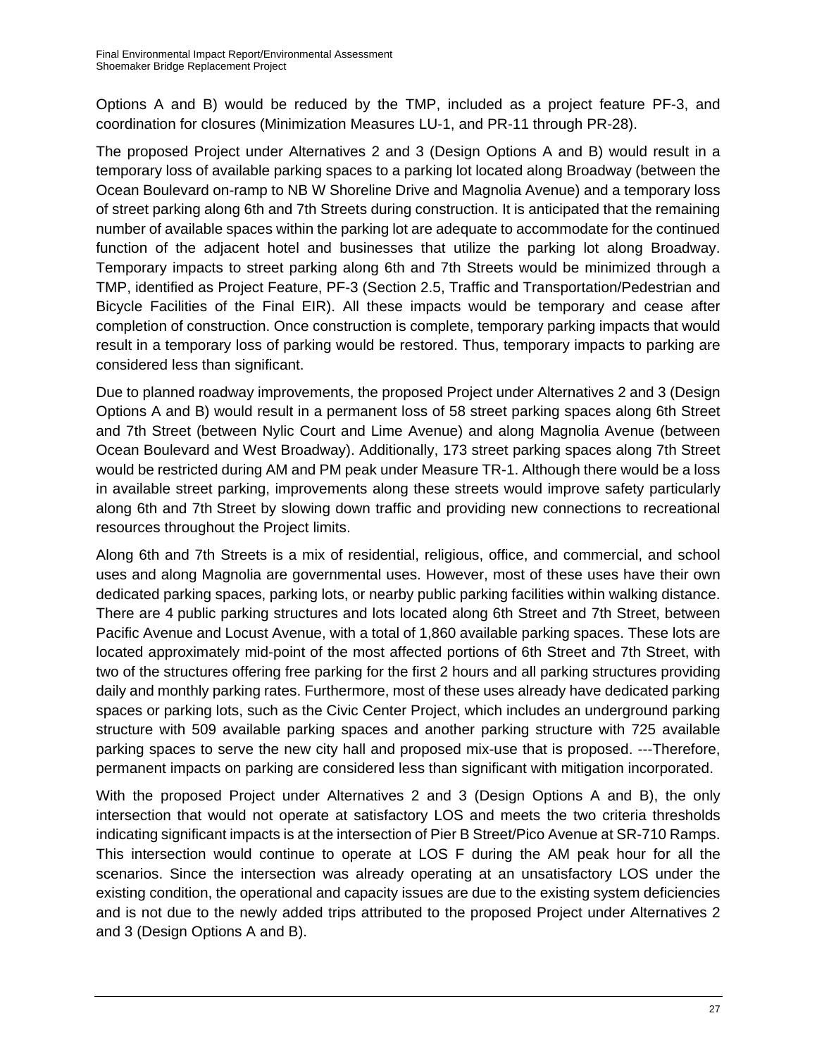Options A and B) would be reduced by the TMP, included as a project feature PF-3, and coordination for closures (Minimization Measures LU-1, and PR-11 through PR-28).

The proposed Project under Alternatives 2 and 3 (Design Options A and B) would result in a temporary loss of available parking spaces to a parking lot located along Broadway (between the Ocean Boulevard on-ramp to NB W Shoreline Drive and Magnolia Avenue) and a temporary loss of street parking along 6th and 7th Streets during construction. It is anticipated that the remaining number of available spaces within the parking lot are adequate to accommodate for the continued function of the adjacent hotel and businesses that utilize the parking lot along Broadway. Temporary impacts to street parking along 6th and 7th Streets would be minimized through a TMP, identified as Project Feature, PF-3 (Section 2.5, Traffic and Transportation/Pedestrian and Bicycle Facilities of the Final EIR). All these impacts would be temporary and cease after completion of construction. Once construction is complete, temporary parking impacts that would result in a temporary loss of parking would be restored. Thus, temporary impacts to parking are considered less than significant.

Due to planned roadway improvements, the proposed Project under Alternatives 2 and 3 (Design Options A and B) would result in a permanent loss of 58 street parking spaces along 6th Street and 7th Street (between Nylic Court and Lime Avenue) and along Magnolia Avenue (between Ocean Boulevard and West Broadway). Additionally, 173 street parking spaces along 7th Street would be restricted during AM and PM peak under Measure TR-1. Although there would be a loss in available street parking, improvements along these streets would improve safety particularly along 6th and 7th Street by slowing down traffic and providing new connections to recreational resources throughout the Project limits.

Along 6th and 7th Streets is a mix of residential, religious, office, and commercial, and school uses and along Magnolia are governmental uses. However, most of these uses have their own dedicated parking spaces, parking lots, or nearby public parking facilities within walking distance. There are 4 public parking structures and lots located along 6th Street and 7th Street, between Pacific Avenue and Locust Avenue, with a total of 1,860 available parking spaces. These lots are located approximately mid-point of the most affected portions of 6th Street and 7th Street, with two of the structures offering free parking for the first 2 hours and all parking structures providing daily and monthly parking rates. Furthermore, most of these uses already have dedicated parking spaces or parking lots, such as the Civic Center Project, which includes an underground parking structure with 509 available parking spaces and another parking structure with 725 available parking spaces to serve the new city hall and proposed mix-use that is proposed. ---Therefore, permanent impacts on parking are considered less than significant with mitigation incorporated.

With the proposed Project under Alternatives 2 and 3 (Design Options A and B), the only intersection that would not operate at satisfactory LOS and meets the two criteria thresholds indicating significant impacts is at the intersection of Pier B Street/Pico Avenue at SR-710 Ramps. This intersection would continue to operate at LOS F during the AM peak hour for all the scenarios. Since the intersection was already operating at an unsatisfactory LOS under the existing condition, the operational and capacity issues are due to the existing system deficiencies and is not due to the newly added trips attributed to the proposed Project under Alternatives 2 and 3 (Design Options A and B).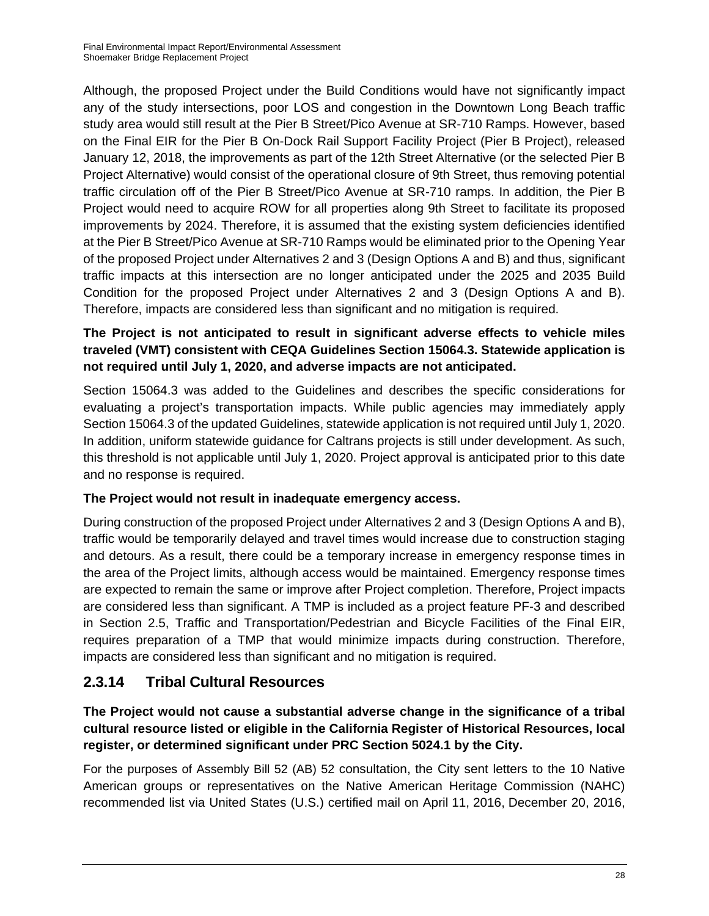Although, the proposed Project under the Build Conditions would have not significantly impact any of the study intersections, poor LOS and congestion in the Downtown Long Beach traffic study area would still result at the Pier B Street/Pico Avenue at SR-710 Ramps. However, based on the Final EIR for the Pier B On-Dock Rail Support Facility Project (Pier B Project), released January 12, 2018, the improvements as part of the 12th Street Alternative (or the selected Pier B Project Alternative) would consist of the operational closure of 9th Street, thus removing potential traffic circulation off of the Pier B Street/Pico Avenue at SR-710 ramps. In addition, the Pier B Project would need to acquire ROW for all properties along 9th Street to facilitate its proposed improvements by 2024. Therefore, it is assumed that the existing system deficiencies identified at the Pier B Street/Pico Avenue at SR-710 Ramps would be eliminated prior to the Opening Year of the proposed Project under Alternatives 2 and 3 (Design Options A and B) and thus, significant traffic impacts at this intersection are no longer anticipated under the 2025 and 2035 Build Condition for the proposed Project under Alternatives 2 and 3 (Design Options A and B). Therefore, impacts are considered less than significant and no mitigation is required.

**The Project is not anticipated to result in significant adverse effects to vehicle miles traveled (VMT) consistent with CEQA Guidelines Section 15064.3. Statewide application is not required until July 1, 2020, and adverse impacts are not anticipated.**

Section 15064.3 was added to the Guidelines and describes the specific considerations for evaluating a project's transportation impacts. While public agencies may immediately apply Section 15064.3 of the updated Guidelines, statewide application is not required until July 1, 2020. In addition, uniform statewide guidance for Caltrans projects is still under development. As such, this threshold is not applicable until July 1, 2020. Project approval is anticipated prior to this date and no response is required.

**The Project would not result in inadequate emergency access.**

During construction of the proposed Project under Alternatives 2 and 3 (Design Options A and B), traffic would be temporarily delayed and travel times would increase due to construction staging and detours. As a result, there could be a temporary increase in emergency response times in the area of the Project limits, although access would be maintained. Emergency response times are expected to remain the same or improve after Project completion. Therefore, Project impacts are considered less than significant. A TMP is included as a project feature PF-3 and described in Section 2.5, Traffic and Transportation/Pedestrian and Bicycle Facilities of the Final EIR, requires preparation of a TMP that would minimize impacts during construction. Therefore, impacts are considered less than significant and no mitigation is required.

## 2.3.14 Tribal Cultural Resources

**The Project would not cause a substantial adverse change in the significance of a tribal cultural resource listed or eligible in the California Register of Historical Resources, local register, or determined significant under PRC Section 5024.1 by the City.**

For the purposes of Assembly Bill 52 (AB) 52 consultation, the City sent letters to the 10 Native American groups or representatives on the Native American Heritage Commission (NAHC) recommended list via United States (U.S.) certified mail on April 11, 2016, December 20, 2016,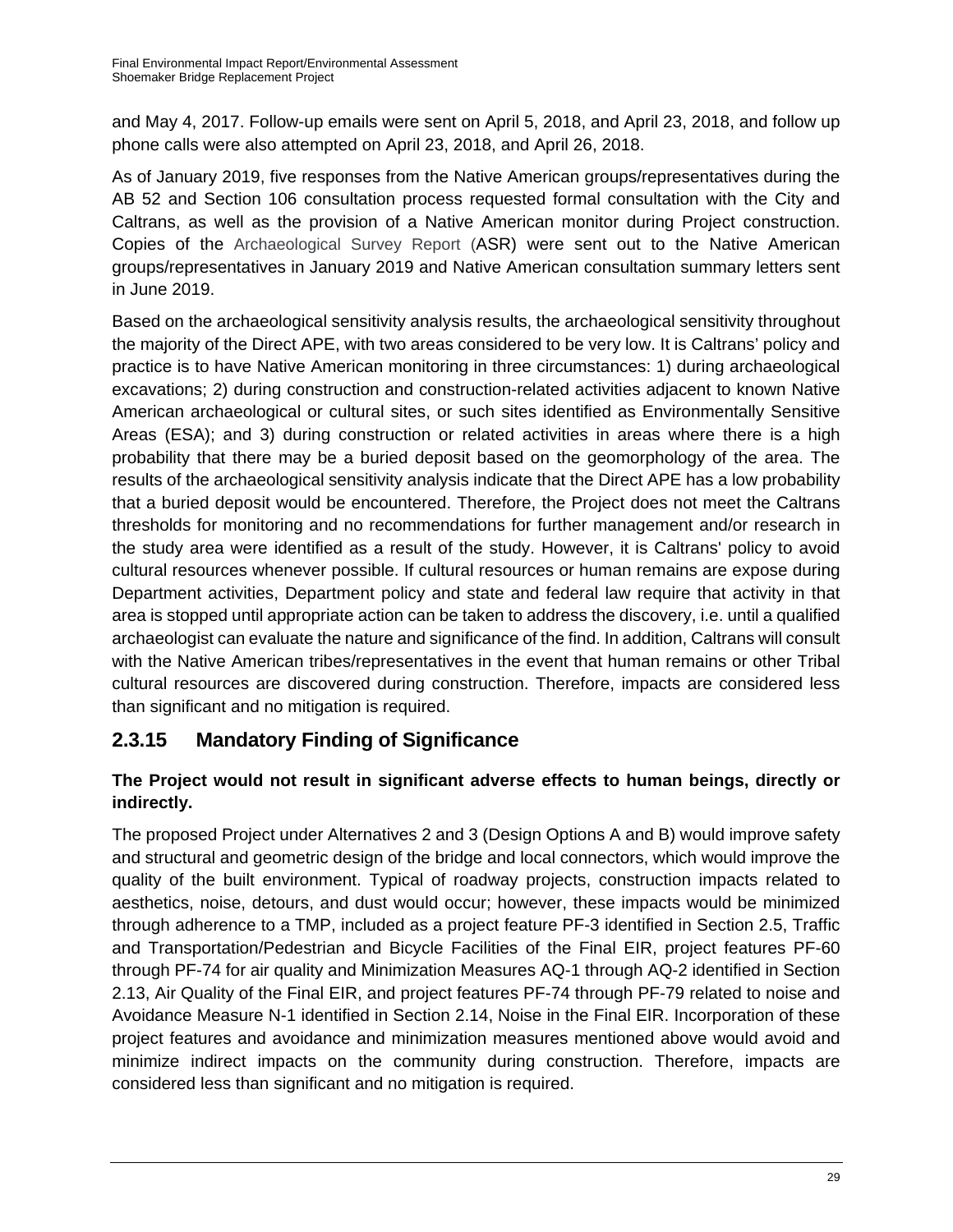and May 4, 2017. Follow-up emails were sent on April 5, 2018, and April 23, 2018, and follow up phone calls were also attempted on April 23, 2018, and April 26, 2018.

As of January 2019, five responses from the Native American groups/representatives during the AB 52 and Section 106 consultation process requested formal consultation with the City and Caltrans, as well as the provision of a Native American monitor during Project construction. Copies of the Archaeological Survey Report (ASR) were sent out to the Native American groups/representatives in January 2019 and Native American consultation summary letters sent in June 2019.

Based on the archaeological sensitivity analysis results, the archaeological sensitivity throughout the majority of the Direct APE, with two areas considered to be very low. It is Caltrans' policy and practice is to have Native American monitoring in three circumstances: 1) during archaeological excavations; 2) during construction and construction-related activities adjacent to known Native American archaeological or cultural sites, or such sites identified as Environmentally Sensitive Areas (ESA); and 3) during construction or related activities in areas where there is a high probability that there may be a buried deposit based on the geomorphology of the area. The results of the archaeological sensitivity analysis indicate that the Direct APE has a low probability that a buried deposit would be encountered. Therefore, the Project does not meet the Caltrans thresholds for monitoring and no recommendations for further management and/or research in the study area were identified as a result of the study. However, it is Caltrans' policy to avoid cultural resources whenever possible. If cultural resources or human remains are expose during Department activities, Department policy and state and federal law require that activity in that area is stopped until appropriate action can be taken to address the discovery, i.e. until a qualified archaeologist can evaluate the nature and significance of the find. In addition, Caltrans will consult with the Native American tribes/representatives in the event that human remains or other Tribal cultural resources are discovered during construction. Therefore, impacts are considered less than significant and no mitigation is required.

## 2.3.15 Mandatory Finding of Significance

**The Project would not result in significant adverse effects to human beings, directly or indirectly.**

The proposed Project under Alternatives 2 and 3 (Design Options A and B) would improve safety and structural and geometric design of the bridge and local connectors, which would improve the quality of the built environment. Typical of roadway projects, construction impacts related to aesthetics, noise, detours, and dust would occur; however, these impacts would be minimized through adherence to a TMP, included as a project feature PF-3 identified in Section 2.5, Traffic and Transportation/Pedestrian and Bicycle Facilities of the Final EIR, project features PF-60 through PF-74 for air quality and Minimization Measures AQ-1 through AQ-2 identified in Section 2.13, Air Quality of the Final EIR, and project features PF-74 through PF-79 related to noise and Avoidance Measure N-1 identified in Section 2.14, Noise in the Final EIR. Incorporation of these project features and avoidance and minimization measures mentioned above would avoid and minimize indirect impacts on the community during construction. Therefore, impacts are considered less than significant and no mitigation is required.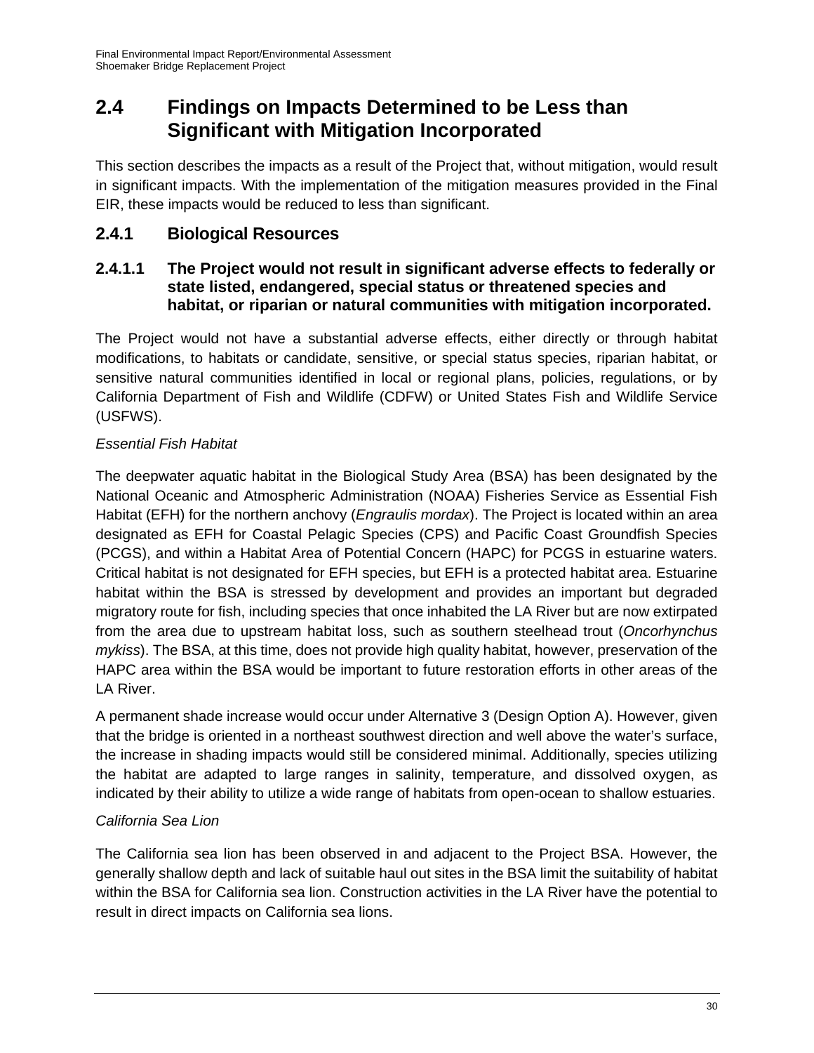## 2.4 Findings on Impacts Determined to be Less than Significant with Mitigation Incorporated

This section describes the impacts as a result of the Project that, without mitigation, would result in significant impacts. With the implementation of the mitigation measures provided in the Final EIR, these impacts would be reduced to less than significant.

### 2.4.1 Biological Resources

#### 2.4.1.1 The Project would not result in significant adverse effects to federally or state listed, endangered, special status or threatened species and habitat, or riparian or natural communities with mitigation incorporated.

The Project would not have a substantial adverse effects, either directly or through habitat modifications, to habitats or candidate, sensitive, or special status species, riparian habitat, or sensitive natural communities identified in local or regional plans, policies, regulations, or by California Department of Fish and Wildlife (CDFW) or United States Fish and Wildlife Service (USFWS).

*Essential Fish Habitat*

The deepwater aquatic habitat in the Biological Study Area (BSA) has been designated by the National Oceanic and Atmospheric Administration (NOAA) Fisheries Service as Essential Fish Habitat (EFH) for the northern anchovy (*Engraulis mordax*). The Project is located within an area designated as EFH for Coastal Pelagic Species (CPS) and Pacific Coast Groundfish Species (PCGS), and within a Habitat Area of Potential Concern (HAPC) for PCGS in estuarine waters. Critical habitat is not designated for EFH species, but EFH is a protected habitat area. Estuarine habitat within the BSA is stressed by development and provides an important but degraded migratory route for fish, including species that once inhabited the LA River but are now extirpated from the area due to upstream habitat loss, such as southern steelhead trout (*Oncorhynchus mykiss*). The BSA, at this time, does not provide high quality habitat, however, preservation of the HAPC area within the BSA would be important to future restoration efforts in other areas of the LA River.

A permanent shade increase would occur under Alternative 3 (Design Option A). However, given that the bridge is oriented in a northeast southwest direction and well above the water's surface, the increase in shading impacts would still be considered minimal. Additionally, species utilizing the habitat are adapted to large ranges in salinity, temperature, and dissolved oxygen, as indicated by their ability to utilize a wide range of habitats from open-ocean to shallow estuaries.

*California Sea Lion*

The California sea lion has been observed in and adjacent to the Project BSA. However, the generally shallow depth and lack of suitable haul out sites in the BSA limit the suitability of habitat within the BSA for California sea lion. Construction activities in the LA River have the potential to result in direct impacts on California sea lions.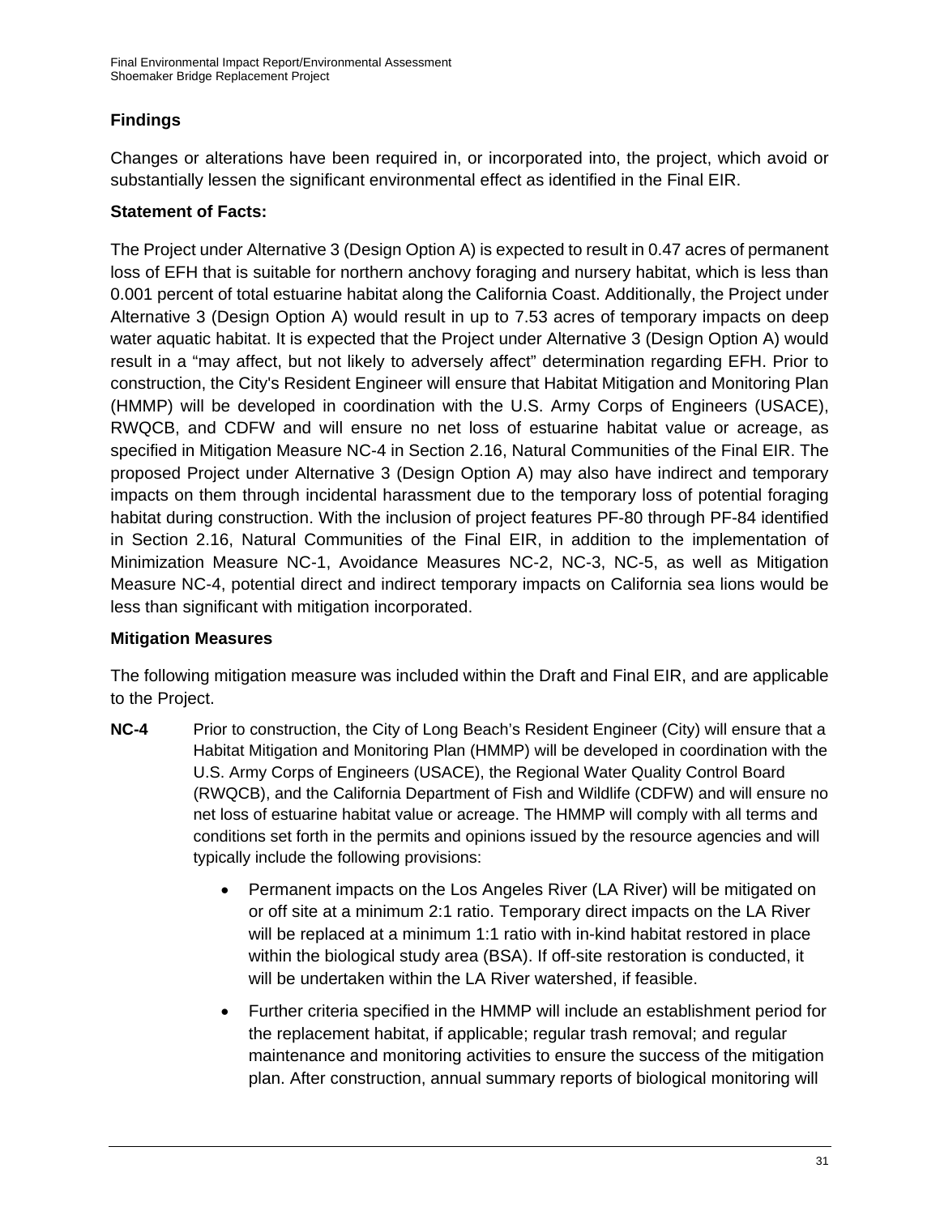**Findings**

Changes or alterations have been required in, or incorporated into, the project, which avoid or substantially lessen the significant environmental effect as identified in the Final EIR.

**Statement of Facts:**

The Project under Alternative 3 (Design Option A) is expected to result in 0.47 acres of permanent loss of EFH that is suitable for northern anchovy foraging and nursery habitat, which is less than 0.001 percent of total estuarine habitat along the California Coast. Additionally, the Project under Alternative 3 (Design Option A) would result in up to 7.53 acres of temporary impacts on deep water aquatic habitat. It is expected that the Project under Alternative 3 (Design Option A) would result in a "may affect, but not likely to adversely affect" determination regarding EFH. Prior to construction, the City's Resident Engineer will ensure that Habitat Mitigation and Monitoring Plan (HMMP) will be developed in coordination with the U.S. Army Corps of Engineers (USACE), RWQCB, and CDFW and will ensure no net loss of estuarine habitat value or acreage, as specified in Mitigation Measure NC-4 in Section 2.16, Natural Communities of the Final EIR. The proposed Project under Alternative 3 (Design Option A) may also have indirect and temporary impacts on them through incidental harassment due to the temporary loss of potential foraging habitat during construction. With the inclusion of project features PF-80 through PF-84 identified in Section 2.16, Natural Communities of the Final EIR, in addition to the implementation of Minimization Measure NC-1, Avoidance Measures NC-2, NC-3, NC-5, as well as Mitigation Measure NC-4, potential direct and indirect temporary impacts on California sea lions would be less than significant with mitigation incorporated.

**Mitigation Measures**

The following mitigation measure was included within the Draft and Final EIR, and are applicable to the Project.

**NC-4** Prior to construction, the City of Long Beach's Resident Engineer (City) will ensure that a Habitat Mitigation and Monitoring Plan (HMMP) will be developed in coordination with the U.S. Army Corps of Engineers (USACE), the Regional Water Quality Control Board (RWQCB), and the California Department of Fish and Wildlife (CDFW) and will ensure no net loss of estuarine habitat value or acreage. The HMMP will comply with all terms and conditions set forth in the permits and opinions issued by the resource agencies and will typically include the following provisions:

- Permanent impacts on the Los Angeles River (LA River) will be mitigated on or off site at a minimum 2:1 ratio. Temporary direct impacts on the LA River will be replaced at a minimum 1:1 ratio with in-kind habitat restored in place within the biological study area (BSA). If off-site restoration is conducted, it will be undertaken within the LA River watershed, if feasible.
- Further criteria specified in the HMMP will include an establishment period for the replacement habitat, if applicable; regular trash removal; and regular maintenance and monitoring activities to ensure the success of the mitigation plan. After construction, annual summary reports of biological monitoring will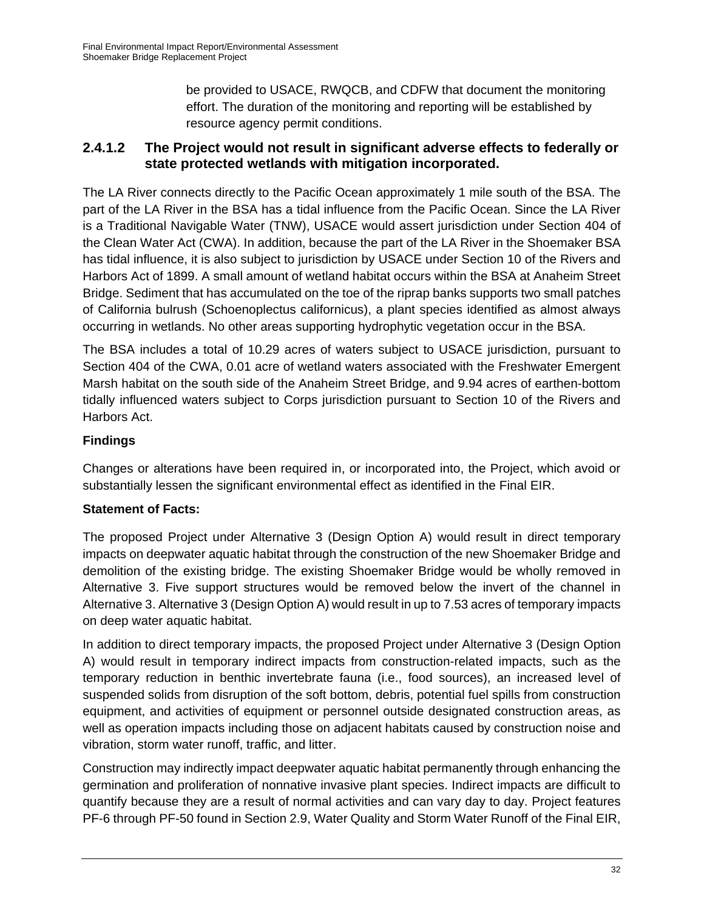be provided to USACE, RWQCB, and CDFW that document the monitoring effort. The duration of the monitoring and reporting will be established by resource agency permit conditions.

### 2.4.1.2 The Project would not result in significant adverse effects to federally or state protected wetlands with mitigation incorporated.

The LA River connects directly to the Pacific Ocean approximately 1 mile south of the BSA. The part of the LA River in the BSA has a tidal influence from the Pacific Ocean. Since the LA River is a Traditional Navigable Water (TNW), USACE would assert jurisdiction under Section 404 of the Clean Water Act (CWA). In addition, because the part of the LA River in the Shoemaker BSA has tidal influence, it is also subject to jurisdiction by USACE under Section 10 of the Rivers and Harbors Act of 1899. A small amount of wetland habitat occurs within the BSA at Anaheim Street Bridge. Sediment that has accumulated on the toe of the riprap banks supports two small patches of California bulrush (Schoenoplectus californicus), a plant species identified as almost always occurring in wetlands. No other areas supporting hydrophytic vegetation occur in the BSA.

The BSA includes a total of 10.29 acres of waters subject to USACE jurisdiction, pursuant to Section 404 of the CWA, 0.01 acre of wetland waters associated with the Freshwater Emergent Marsh habitat on the south side of the Anaheim Street Bridge, and 9.94 acres of earthen-bottom tidally influenced waters subject to Corps jurisdiction pursuant to Section 10 of the Rivers and Harbors Act.

**Findings**

Changes or alterations have been required in, or incorporated into, the Project, which avoid or substantially lessen the significant environmental effect as identified in the Final EIR.

**Statement of Facts:**

The proposed Project under Alternative 3 (Design Option A) would result in direct temporary impacts on deepwater aquatic habitat through the construction of the new Shoemaker Bridge and demolition of the existing bridge. The existing Shoemaker Bridge would be wholly removed in Alternative 3. Five support structures would be removed below the invert of the channel in Alternative 3. Alternative 3 (Design Option A) would result in up to 7.53 acres of temporary impacts on deep water aquatic habitat.

In addition to direct temporary impacts, the proposed Project under Alternative 3 (Design Option A) would result in temporary indirect impacts from construction-related impacts, such as the temporary reduction in benthic invertebrate fauna (i.e., food sources), an increased level of suspended solids from disruption of the soft bottom, debris, potential fuel spills from construction equipment, and activities of equipment or personnel outside designated construction areas, as well as operation impacts including those on adjacent habitats caused by construction noise and vibration, storm water runoff, traffic, and litter.

Construction may indirectly impact deepwater aquatic habitat permanently through enhancing the germination and proliferation of nonnative invasive plant species. Indirect impacts are difficult to quantify because they are a result of normal activities and can vary day to day. Project features PF-6 through PF-50 found in Section 2.9, Water Quality and Storm Water Runoff of the Final EIR,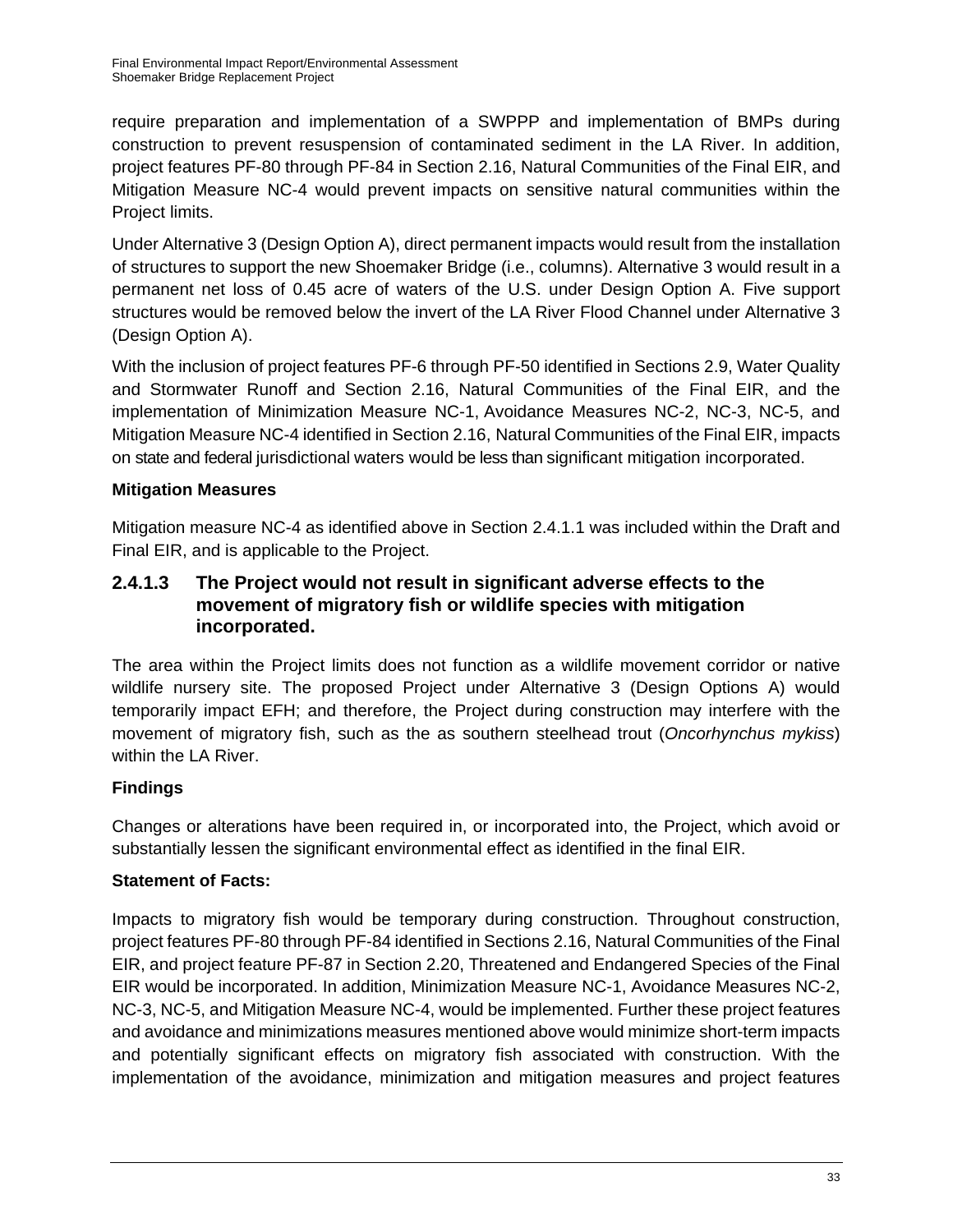require preparation and implementation of a SWPPP and implementation of BMPs during construction to prevent resuspension of contaminated sediment in the LA River. In addition, project features PF-80 through PF-84 in Section 2.16, Natural Communities of the Final EIR, and Mitigation Measure NC-4 would prevent impacts on sensitive natural communities within the Project limits.

Under Alternative 3 (Design Option A), direct permanent impacts would result from the installation of structures to support the new Shoemaker Bridge (i.e., columns). Alternative 3 would result in a permanent net loss of 0.45 acre of waters of the U.S. under Design Option A. Five support structures would be removed below the invert of the LA River Flood Channel under Alternative 3 (Design Option A).

With the inclusion of project features PF-6 through PF-50 identified in Sections 2.9, Water Quality and Stormwater Runoff and Section 2.16, Natural Communities of the Final EIR, and the implementation of Minimization Measure NC-1, Avoidance Measures NC-2, NC-3, NC-5, and Mitigation Measure NC-4 identified in Section 2.16, Natural Communities of the Final EIR, impacts on state and federal jurisdictional waters would be less than significant mitigation incorporated.

**Mitigation Measures**

Mitigation measure NC-4 as identified above in Section 2.4.1.1 was included within the Draft and Final EIR, and is applicable to the Project.

### 2.4.1.3 The Project would not result in significant adverse effects to the movement of migratory fish or wildlife species with mitigation incorporated.

The area within the Project limits does not function as a wildlife movement corridor or native wildlife nursery site. The proposed Project under Alternative 3 (Design Options A) would temporarily impact EFH; and therefore, the Project during construction may interfere with the movement of migratory fish, such as the as southern steelhead trout (*Oncorhynchus mykiss*) within the LA River.

**Findings**

Changes or alterations have been required in, or incorporated into, the Project, which avoid or substantially lessen the significant environmental effect as identified in the final EIR.

**Statement of Facts:**

Impacts to migratory fish would be temporary during construction. Throughout construction, project features PF-80 through PF-84 identified in Sections 2.16, Natural Communities of the Final EIR, and project feature PF-87 in Section 2.20, Threatened and Endangered Species of the Final EIR would be incorporated. In addition, Minimization Measure NC-1, Avoidance Measures NC-2, NC-3, NC-5, and Mitigation Measure NC-4, would be implemented. Further these project features and avoidance and minimizations measures mentioned above would minimize short-term impacts and potentially significant effects on migratory fish associated with construction. With the implementation of the avoidance, minimization and mitigation measures and project features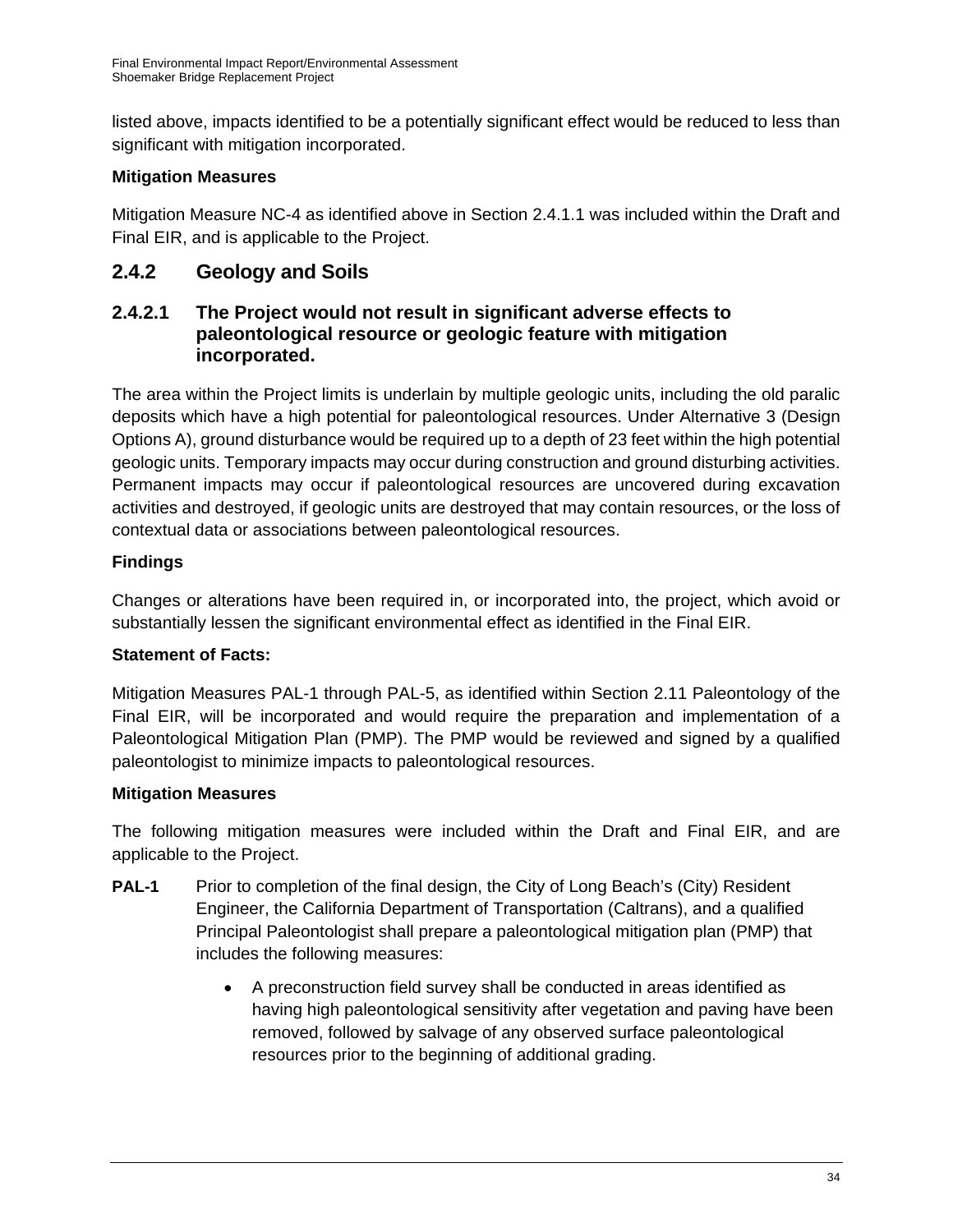listed above, impacts identified to be a potentially significant effect would be reduced to less than significant with mitigation incorporated.

**Mitigation Measures**

Mitigation Measure NC-4 as identified above in Section 2.4.1.1 was included within the Draft and Final EIR, and is applicable to the Project.

## 2.4.2 Geology and Soils

### 2.4.2.1 The Project would not result in significant adverse effects to paleontological resource or geologic feature with mitigation incorporated.

The area within the Project limits is underlain by multiple geologic units, including the old paralic deposits which have a high potential for paleontological resources. Under Alternative 3 (Design Options A), ground disturbance would be required up to a depth of 23 feet within the high potential geologic units. Temporary impacts may occur during construction and ground disturbing activities. Permanent impacts may occur if paleontological resources are uncovered during excavation activities and destroyed, if geologic units are destroyed that may contain resources, or the loss of contextual data or associations between paleontological resources.

**Findings**

Changes or alterations have been required in, or incorporated into, the project, which avoid or substantially lessen the significant environmental effect as identified in the Final EIR.

**Statement of Facts:**

Mitigation Measures PAL-1 through PAL-5, as identified within Section 2.11 Paleontology of the Final EIR, will be incorporated and would require the preparation and implementation of a Paleontological Mitigation Plan (PMP). The PMP would be reviewed and signed by a qualified paleontologist to minimize impacts to paleontological resources.

**Mitigation Measures**

The following mitigation measures were included within the Draft and Final EIR, and are applicable to the Project.

**PAL-1** Prior to completion of the final design, the City of Long Beach's (City) Resident Engineer, the California Department of Transportation (Caltrans), and a qualified Principal Paleontologist shall prepare a paleontological mitigation plan (PMP) that includes the following measures:

- A preconstruction field survey shall be conducted in areas identified as having high paleontological sensitivity after vegetation and paving have been removed, followed by salvage of any observed surface paleontological resources prior to the beginning of additional grading.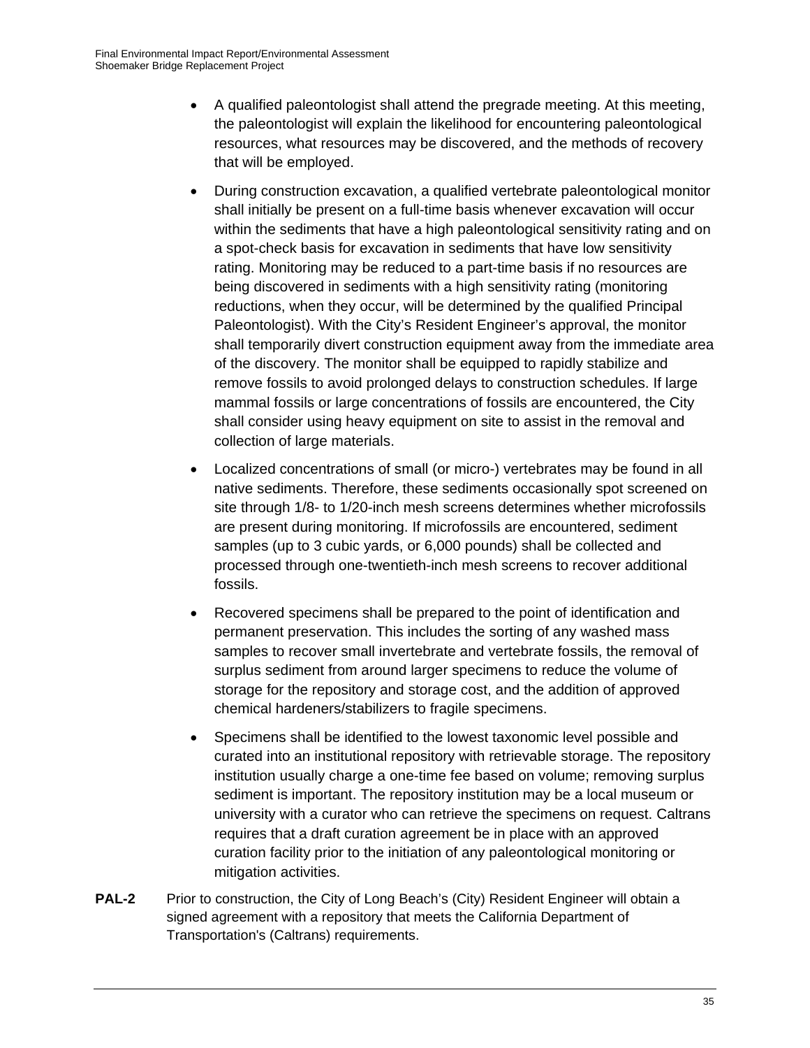- A qualified paleontologist shall attend the pregrade meeting. At this meeting, the paleontologist will explain the likelihood for encountering paleontological resources, what resources may be discovered, and the methods of recovery that will be employed.
- During construction excavation, a qualified vertebrate paleontological monitor shall initially be present on a full-time basis whenever excavation will occur within the sediments that have a high paleontological sensitivity rating and on a spot-check basis for excavation in sediments that have low sensitivity rating. Monitoring may be reduced to a part-time basis if no resources are being discovered in sediments with a high sensitivity rating (monitoring reductions, when they occur, will be determined by the qualified Principal Paleontologist). With the City's Resident Engineer's approval, the monitor shall temporarily divert construction equipment away from the immediate area of the discovery. The monitor shall be equipped to rapidly stabilize and remove fossils to avoid prolonged delays to construction schedules. If large mammal fossils or large concentrations of fossils are encountered, the City shall consider using heavy equipment on site to assist in the removal and collection of large materials.
- Localized concentrations of small (or micro-) vertebrates may be found in all native sediments. Therefore, these sediments occasionally spot screened on site through 1/8- to 1/20-inch mesh screens determines whether microfossils are present during monitoring. If microfossils are encountered, sediment samples (up to 3 cubic yards, or 6,000 pounds) shall be collected and processed through one-twentieth-inch mesh screens to recover additional fossils.
- Recovered specimens shall be prepared to the point of identification and permanent preservation. This includes the sorting of any washed mass samples to recover small invertebrate and vertebrate fossils, the removal of surplus sediment from around larger specimens to reduce the volume of storage for the repository and storage cost, and the addition of approved chemical hardeners/stabilizers to fragile specimens.
- Specimens shall be identified to the lowest taxonomic level possible and curated into an institutional repository with retrievable storage. The repository institution usually charge a one-time fee based on volume; removing surplus sediment is important. The repository institution may be a local museum or university with a curator who can retrieve the specimens on request. Caltrans requires that a draft curation agreement be in place with an approved curation facility prior to the initiation of any paleontological monitoring or mitigation activities.

**PAL-2** Prior to construction, the City of Long Beach's (City) Resident Engineer will obtain a signed agreement with a repository that meets the California Department of Transportation's (Caltrans) requirements.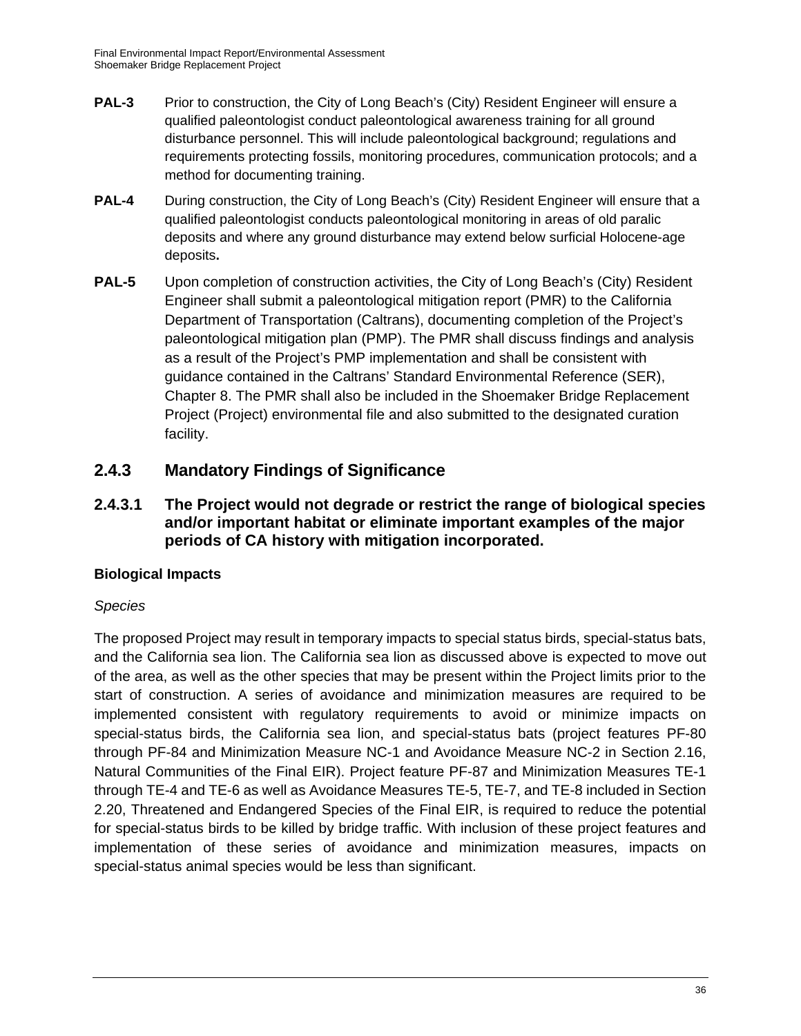**PAL-3** Prior to construction, the City of Long Beach's (City) Resident Engineer will ensure a qualified paleontologist conduct paleontological awareness training for all ground disturbance personnel. This will include paleontological background; regulations and requirements protecting fossils, monitoring procedures, communication protocols; and a method for documenting training.

**PAL-4** During construction, the City of Long Beach's (City) Resident Engineer will ensure that a qualified paleontologist conducts paleontological monitoring in areas of old paralic deposits and where any ground disturbance may extend below surficial Holocene-age deposits**.**

**PAL-5** Upon completion of construction activities, the City of Long Beach's (City) Resident Engineer shall submit a paleontological mitigation report (PMR) to the California Department of Transportation (Caltrans), documenting completion of the Project's paleontological mitigation plan (PMP). The PMR shall discuss findings and analysis as a result of the Project's PMP implementation and shall be consistent with guidance contained in the Caltrans' Standard Environmental Reference (SER), Chapter 8. The PMR shall also be included in the Shoemaker Bridge Replacement Project (Project) environmental file and also submitted to the designated curation facility.

## 2.4.3 Mandatory Findings of Significance

### 2.4.3.1 The Project would not degrade or restrict the range of biological species and/or important habitat or eliminate important examples of the major periods of CA history with mitigation incorporated.

**Biological Impacts**

*Species*

The proposed Project may result in temporary impacts to special status birds, special-status bats, and the California sea lion. The California sea lion as discussed above is expected to move out of the area, as well as the other species that may be present within the Project limits prior to the start of construction. A series of avoidance and minimization measures are required to be implemented consistent with regulatory requirements to avoid or minimize impacts on special-status birds, the California sea lion, and special-status bats (project features PF-80 through PF-84 and Minimization Measure NC-1 and Avoidance Measure NC-2 in Section 2.16, Natural Communities of the Final EIR). Project feature PF-87 and Minimization Measures TE-1 through TE-4 and TE-6 as well as Avoidance Measures TE-5, TE-7, and TE-8 included in Section 2.20, Threatened and Endangered Species of the Final EIR, is required to reduce the potential for special-status birds to be killed by bridge traffic. With inclusion of these project features and implementation of these series of avoidance and minimization measures, impacts on special-status animal species would be less than significant.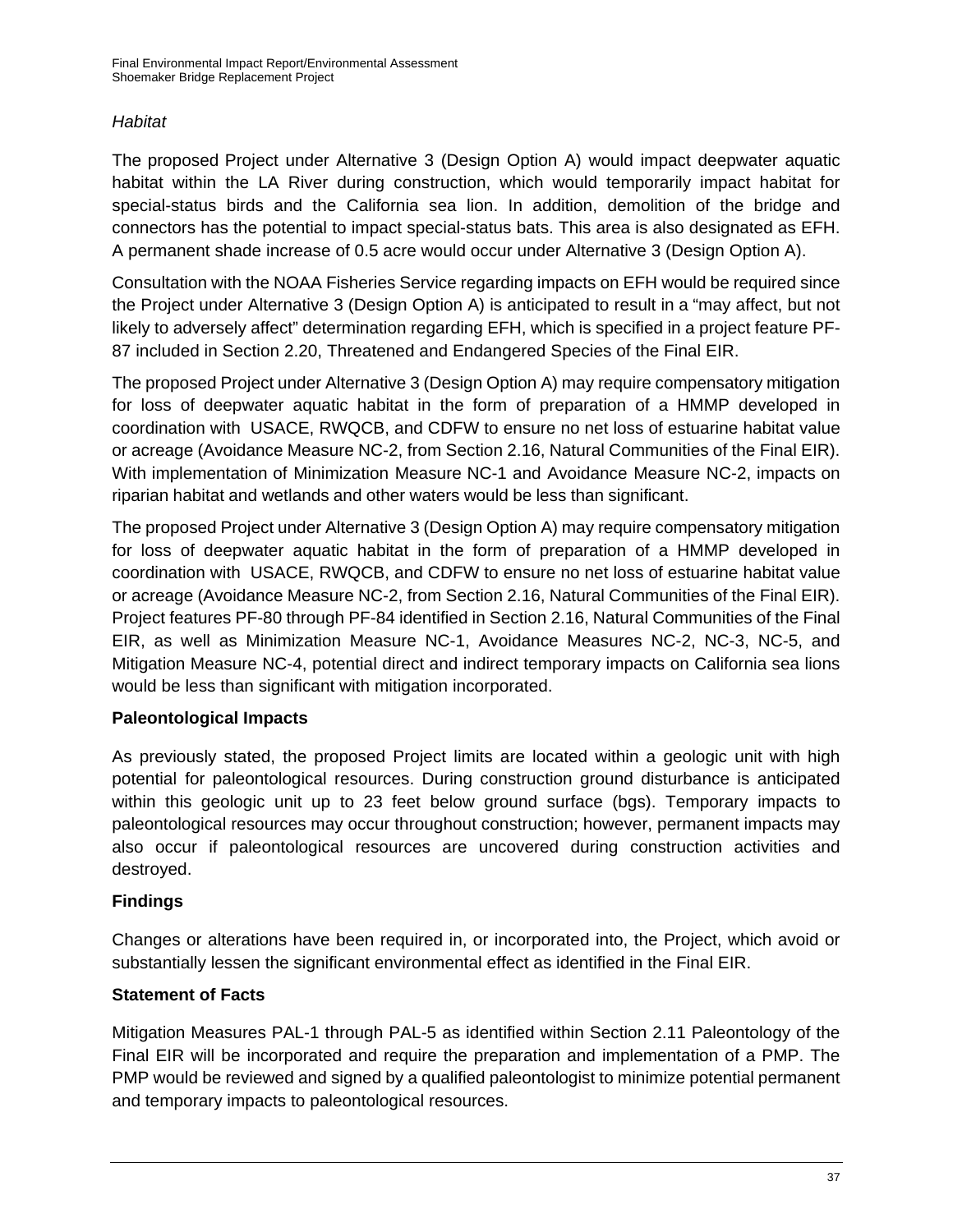*Habitat*

The proposed Project under Alternative 3 (Design Option A) would impact deepwater aquatic habitat within the LA River during construction, which would temporarily impact habitat for special-status birds and the California sea lion. In addition, demolition of the bridge and connectors has the potential to impact special-status bats. This area is also designated as EFH. A permanent shade increase of 0.5 acre would occur under Alternative 3 (Design Option A).

Consultation with the NOAA Fisheries Service regarding impacts on EFH would be required since the Project under Alternative 3 (Design Option A) is anticipated to result in a "may affect, but not likely to adversely affect" determination regarding EFH, which is specified in a project feature PF-87 included in Section 2.20, Threatened and Endangered Species of the Final EIR.

The proposed Project under Alternative 3 (Design Option A) may require compensatory mitigation for loss of deepwater aquatic habitat in the form of preparation of a HMMP developed in coordination with USACE, RWQCB, and CDFW to ensure no net loss of estuarine habitat value or acreage (Avoidance Measure NC-2, from Section 2.16, Natural Communities of the Final EIR). With implementation of Minimization Measure NC-1 and Avoidance Measure NC-2, impacts on riparian habitat and wetlands and other waters would be less than significant.

The proposed Project under Alternative 3 (Design Option A) may require compensatory mitigation for loss of deepwater aquatic habitat in the form of preparation of a HMMP developed in coordination with USACE, RWQCB, and CDFW to ensure no net loss of estuarine habitat value or acreage (Avoidance Measure NC-2, from Section 2.16, Natural Communities of the Final EIR). Project features PF-80 through PF-84 identified in Section 2.16, Natural Communities of the Final EIR, as well as Minimization Measure NC-1, Avoidance Measures NC-2, NC-3, NC-5, and Mitigation Measure NC-4, potential direct and indirect temporary impacts on California sea lions would be less than significant with mitigation incorporated.

**Paleontological Impacts**

As previously stated, the proposed Project limits are located within a geologic unit with high potential for paleontological resources. During construction ground disturbance is anticipated within this geologic unit up to 23 feet below ground surface (bgs). Temporary impacts to paleontological resources may occur throughout construction; however, permanent impacts may also occur if paleontological resources are uncovered during construction activities and destroyed.

**Findings**

Changes or alterations have been required in, or incorporated into, the Project, which avoid or substantially lessen the significant environmental effect as identified in the Final EIR.

**Statement of Facts**

Mitigation Measures PAL-1 through PAL-5 as identified within Section 2.11 Paleontology of the Final EIR will be incorporated and require the preparation and implementation of a PMP. The PMP would be reviewed and signed by a qualified paleontologist to minimize potential permanent and temporary impacts to paleontological resources.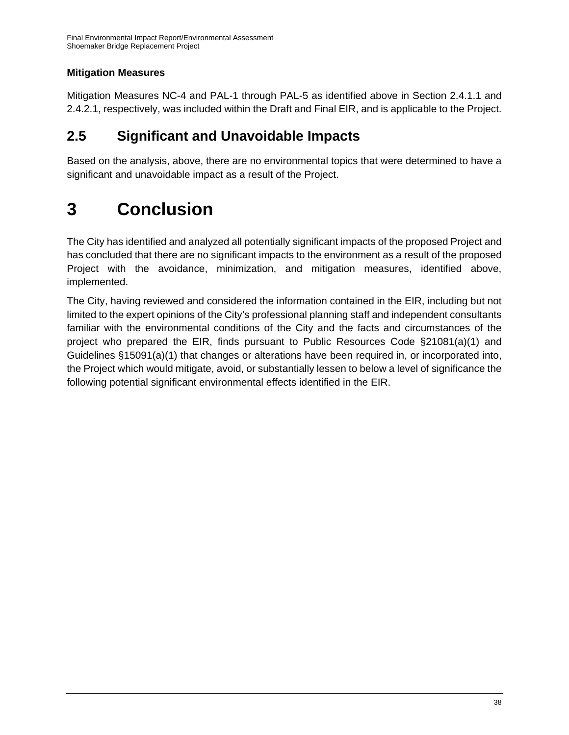### Mitigation Measures

Mitigation Measures NC-4 and PAL-1 through PAL-5 as identified above in Section 2.4.1.1 and 2.4.2.1, respectively, was included within the Draft and Final EIR, and is applicable to the Project.

## 2.5 Significant and Unavoidable Impacts

Based on the analysis, above, there are no environmental topics that were determined to have a significant and unavoidable impact as a result of the Project.

# 3 Conclusion

The City has identified and analyzed all potentially significant impacts of the proposed Project and has concluded that there are no significant impacts to the environment as a result of the proposed Project with the avoidance, minimization, and mitigation measures, identified above, implemented.

The City, having reviewed and considered the information contained in the EIR, including but not limited to the expert opinions of the City's professional planning staff and independent consultants familiar with the environmental conditions of the City and the facts and circumstances of the project who prepared the EIR, finds pursuant to Public Resources Code §21081(a)(1) and Guidelines §15091(a)(1) that changes or alterations have been required in, or incorporated into, the Project which would mitigate, avoid, or substantially lessen to below a level of significance the following potential significant environmental effects identified in the EIR.